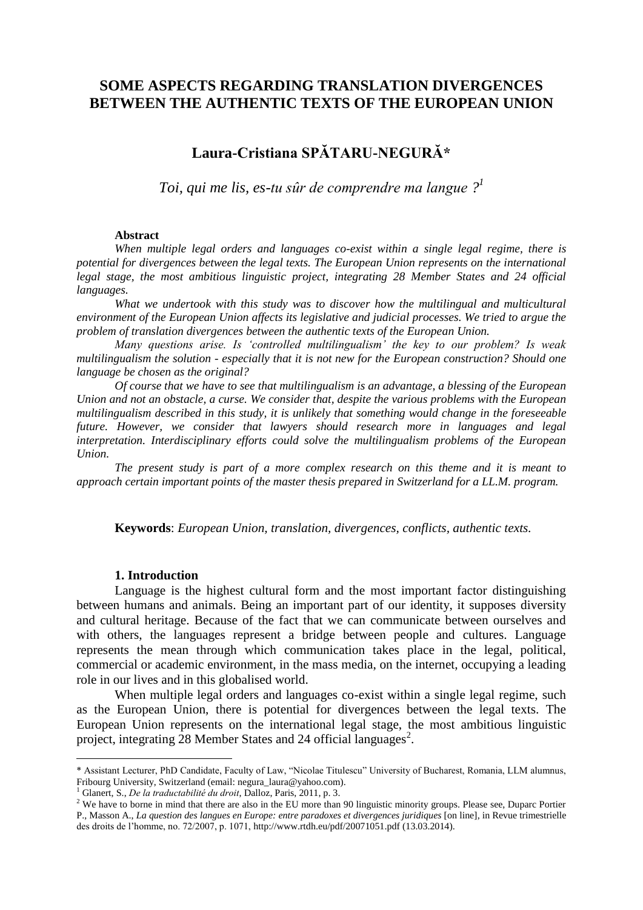# SOME ASPECTS REGARDING TRANSLATION DIVERGENCES BETWEEN THE AUTHENTIC TEXTS OF THE EUROPEAN UNION

## Laura-Cristiana SPĂTARU-NEGURĂ*

*Toi, qui me lis, es-tu sûr de comprendre ma langue ?*[1]

**Abstract**

*When multiple legal orders and languages co-exist within a single legal regime, there is potential for divergences between the legal texts. The European Union represents on the international legal stage, the most ambitious linguistic project, integrating 28 Member States and 24 official languages.*

*What we undertook with this study was to discover how the multilingual and multicultural environment of the European Union affects its legislative and judicial processes. We tried to argue the problem of translation divergences between the authentic texts of the European Union.*

*Many questions arise. Is 'controlled multilingualism' the key to our problem? Is weak multilingualism the solution - especially that it is not new for the European construction? Should one language be chosen as the original?*

*Of course that we have to see that multilingualism is an advantage, a blessing of the European Union and not an obstacle, a curse. We consider that, despite the various problems with the European multilingualism described in this study, it is unlikely that something would change in the foreseeable future. However, we consider that lawyers should research more in languages and legal interpretation. Interdisciplinary efforts could solve the multilingualism problems of the European Union.*

*The present study is part of a more complex research on this theme and it is meant to approach certain important points of the master thesis prepared in Switzerland for a LL.M. program.*

**Keywords**: *European Union, translation, divergences, conflicts, authentic texts.*

### 1. Introduction

Language is the highest cultural form and the most important factor distinguishing between humans and animals. Being an important part of our identity, it supposes diversity and cultural heritage. Because of the fact that we can communicate between ourselves and with others, the languages represent a bridge between people and cultures. Language represents the mean through which communication takes place in the legal, political, commercial or academic environment, in the mass media, on the internet, occupying a leading role in our lives and in this globalised world.

When multiple legal orders and languages co-exist within a single legal regime, such as the European Union, there is potential for divergences between the legal texts. The European Union represents on the international legal stage, the most ambitious linguistic project, integrating 28 Member States and 24 official languages[2].

---

\* Assistant Lecturer, PhD Candidate, Faculty of Law, "Nicolae Titulescu" University of Bucharest, Romania, LLM alumnus, Fribourg University, Switzerland (email: negura_laura@yahoo.com).

[1] Glanert, S., *De la traductabilité du droit*, Dalloz, Paris, 2011, p. 3.

[2] We have to borne in mind that there are also in the EU more than 90 linguistic minority groups. Please see, Duparc Portier P., Masson A., *La question des langues en Europe: entre paradoxes et divergences juridiques* [on line], in Revue trimestrielle des droits de l'homme, no. 72/2007, p. 1071, http://www.rtdh.eu/pdf/20071051.pdf (13.03.2014).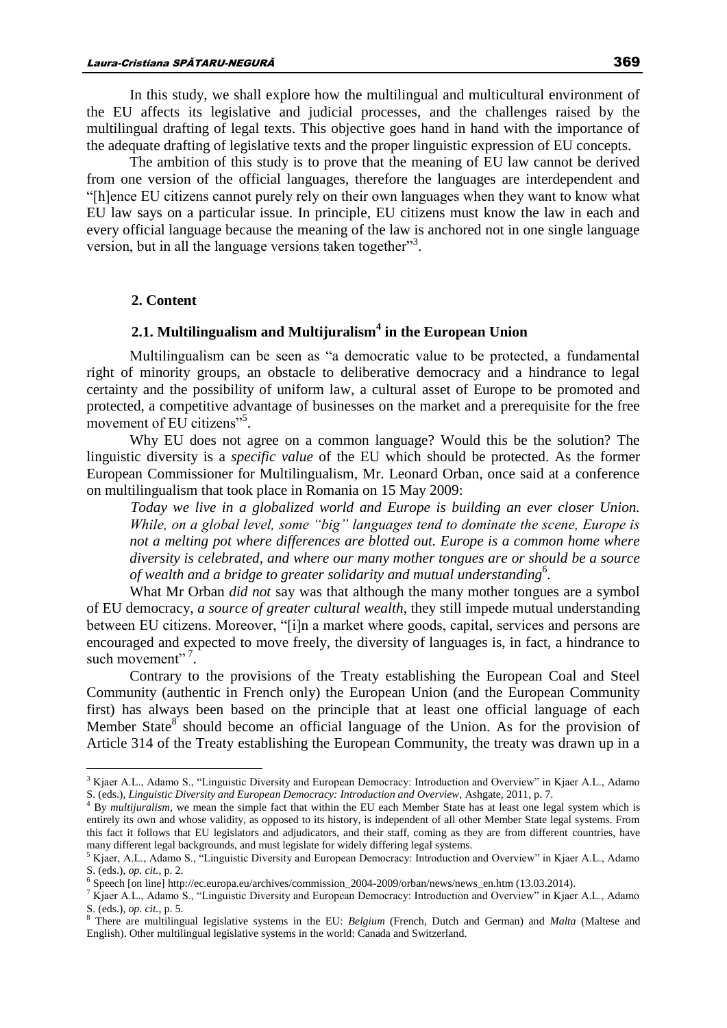In this study, we shall explore how the multilingual and multicultural environment of the EU affects its legislative and judicial processes, and the challenges raised by the multilingual drafting of legal texts. This objective goes hand in hand with the importance of the adequate drafting of legislative texts and the proper linguistic expression of EU concepts.

The ambition of this study is to prove that the meaning of EU law cannot be derived from one version of the official languages, therefore the languages are interdependent and "[h]ence EU citizens cannot purely rely on their own languages when they want to know what EU law says on a particular issue. In principle, EU citizens must know the law in each and every official language because the meaning of the law is anchored not in one single language version, but in all the language versions taken together"[3].

## 2. Content

### 2.1. Multilingualism and Multijuralism[4] in the European Union

Multilingualism can be seen as "a democratic value to be protected, a fundamental right of minority groups, an obstacle to deliberative democracy and a hindrance to legal certainty and the possibility of uniform law, a cultural asset of Europe to be promoted and protected, a competitive advantage of businesses on the market and a prerequisite for the free movement of EU citizens"[5].

Why EU does not agree on a common language? Would this be the solution? The linguistic diversity is a *specific value* of the EU which should be protected. As the former European Commissioner for Multilingualism, Mr. Leonard Orban, once said at a conference on multilingualism that took place in Romania on 15 May 2009:

> *Today we live in a globalized world and Europe is building an ever closer Union. While, on a global level, some "big" languages tend to dominate the scene, Europe is not a melting pot where differences are blotted out. Europe is a common home where diversity is celebrated, and where our many mother tongues are or should be a source of wealth and a bridge to greater solidarity and mutual understanding*[6].

What Mr Orban *did not* say was that although the many mother tongues are a symbol of EU democracy, *a source of greater cultural wealth*, they still impede mutual understanding between EU citizens. Moreover, "[i]n a market where goods, capital, services and persons are encouraged and expected to move freely, the diversity of languages is, in fact, a hindrance to such movement"[7].

Contrary to the provisions of the Treaty establishing the European Coal and Steel Community (authentic in French only) the European Union (and the European Community first) has always been based on the principle that at least one official language of each Member State[8] should become an official language of the Union. As for the provision of Article 314 of the Treaty establishing the European Community, the treaty was drawn up in a

---

[3] Kjaer A.L., Adamo S., "Linguistic Diversity and European Democracy: Introduction and Overview" in Kjaer A.L., Adamo S. (eds.), *Linguistic Diversity and European Democracy: Introduction and Overview*, Ashgate, 2011, p. 7.

[4] By *multijuralism*, we mean the simple fact that within the EU each Member State has at least one legal system which is entirely its own and whose validity, as opposed to its history, is independent of all other Member State legal systems. From this fact it follows that EU legislators and adjudicators, and their staff, coming as they are from different countries, have many different legal backgrounds, and must legislate for widely differing legal systems.

[5] Kjaer, A.L., Adamo S., "Linguistic Diversity and European Democracy: Introduction and Overview" in Kjaer A.L., Adamo S. (eds.), *op. cit.*, p. 2.

[6] Speech [on line] http://ec.europa.eu/archives/commission_2004-2009/orban/news/news_en.htm (13.03.2014).

[7] Kjaer A.L., Adamo S., "Linguistic Diversity and European Democracy: Introduction and Overview" in Kjaer A.L., Adamo S. (eds.), *op. cit.*, p. 5.

[8] There are multilingual legislative systems in the EU: *Belgium* (French, Dutch and German) and *Malta* (Maltese and English). Other multilingual legislative systems in the world: Canada and Switzerland.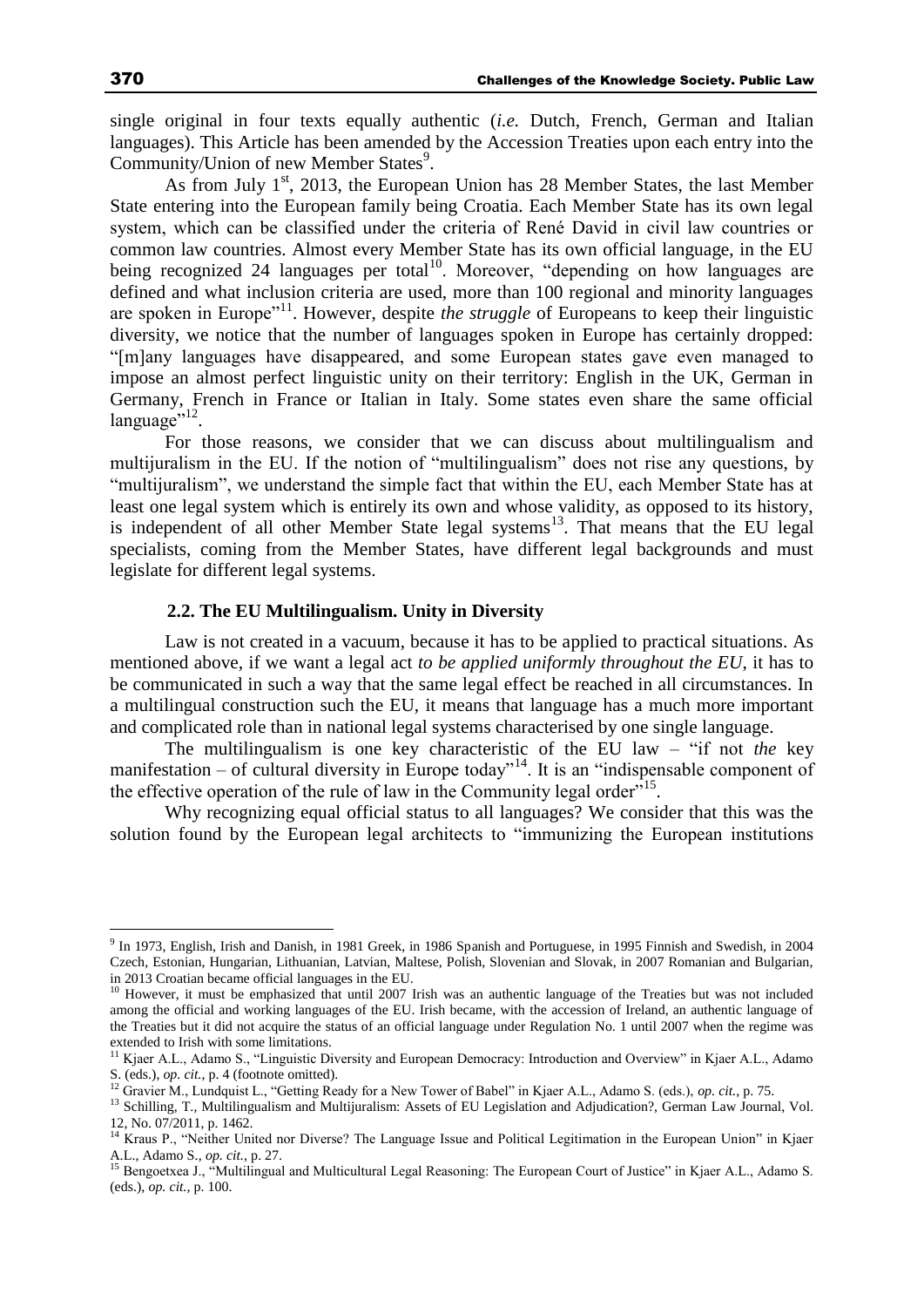single original in four texts equally authentic (*i.e.* Dutch, French, German and Italian languages). This Article has been amended by the Accession Treaties upon each entry into the Community/Union of new Member States[9].

As from July 1st, 2013, the European Union has 28 Member States, the last Member State entering into the European family being Croatia. Each Member State has its own legal system, which can be classified under the criteria of René David in civil law countries or common law countries. Almost every Member State has its own official language, in the EU being recognized 24 languages per total[10]. Moreover, "depending on how languages are defined and what inclusion criteria are used, more than 100 regional and minority languages are spoken in Europe"[11]. However, despite *the struggle* of Europeans to keep their linguistic diversity, we notice that the number of languages spoken in Europe has certainly dropped: "[m]any languages have disappeared, and some European states gave even managed to impose an almost perfect linguistic unity on their territory: English in the UK, German in Germany, French in France or Italian in Italy. Some states even share the same official language"[12].

For those reasons, we consider that we can discuss about multilingualism and multijuralism in the EU. If the notion of "multilingualism" does not rise any questions, by "multijuralism", we understand the simple fact that within the EU, each Member State has at least one legal system which is entirely its own and whose validity, as opposed to its history, is independent of all other Member State legal systems[13]. That means that the EU legal specialists, coming from the Member States, have different legal backgrounds and must legislate for different legal systems.

### 2.2. The EU Multilingualism. Unity in Diversity

Law is not created in a vacuum, because it has to be applied to practical situations. As mentioned above, if we want a legal act *to be applied uniformly throughout the EU*, it has to be communicated in such a way that the same legal effect be reached in all circumstances. In a multilingual construction such the EU, it means that language has a much more important and complicated role than in national legal systems characterised by one single language.

The multilingualism is one key characteristic of the EU law – "if not *the* key manifestation – of cultural diversity in Europe today"[14]. It is an "indispensable component of the effective operation of the rule of law in the Community legal order"[15].

Why recognizing equal official status to all languages? We consider that this was the solution found by the European legal architects to "immunizing the European institutions

---

[9] In 1973, English, Irish and Danish, in 1981 Greek, in 1986 Spanish and Portuguese, in 1995 Finnish and Swedish, in 2004 Czech, Estonian, Hungarian, Lithuanian, Latvian, Maltese, Polish, Slovenian and Slovak, in 2007 Romanian and Bulgarian, in 2013 Croatian became official languages in the EU.

[10] However, it must be emphasized that until 2007 Irish was an authentic language of the Treaties but was not included among the official and working languages of the EU. Irish became, with the accession of Ireland, an authentic language of the Treaties but it did not acquire the status of an official language under Regulation No. 1 until 2007 when the regime was extended to Irish with some limitations.

[11] Kjaer A.L., Adamo S., "Linguistic Diversity and European Democracy: Introduction and Overview" in Kjaer A.L., Adamo S. (eds.), *op. cit.*, p. 4 (footnote omitted).

[12] Gravier M., Lundquist L., "Getting Ready for a New Tower of Babel" in Kjaer A.L., Adamo S. (eds.), *op. cit.*, p. 75.

[13] Schilling, T., Multilingualism and Multijuralism: Assets of EU Legislation and Adjudication?, German Law Journal, Vol. 12, No. 07/2011, p. 1462.

[14] Kraus P., "Neither United nor Diverse? The Language Issue and Political Legitimation in the European Union" in Kjaer A.L., Adamo S., *op. cit.*, p. 27.

[15] Bengoetxea J., "Multilingual and Multicultural Legal Reasoning: The European Court of Justice" in Kjaer A.L., Adamo S. (eds.), *op. cit.*, p. 100.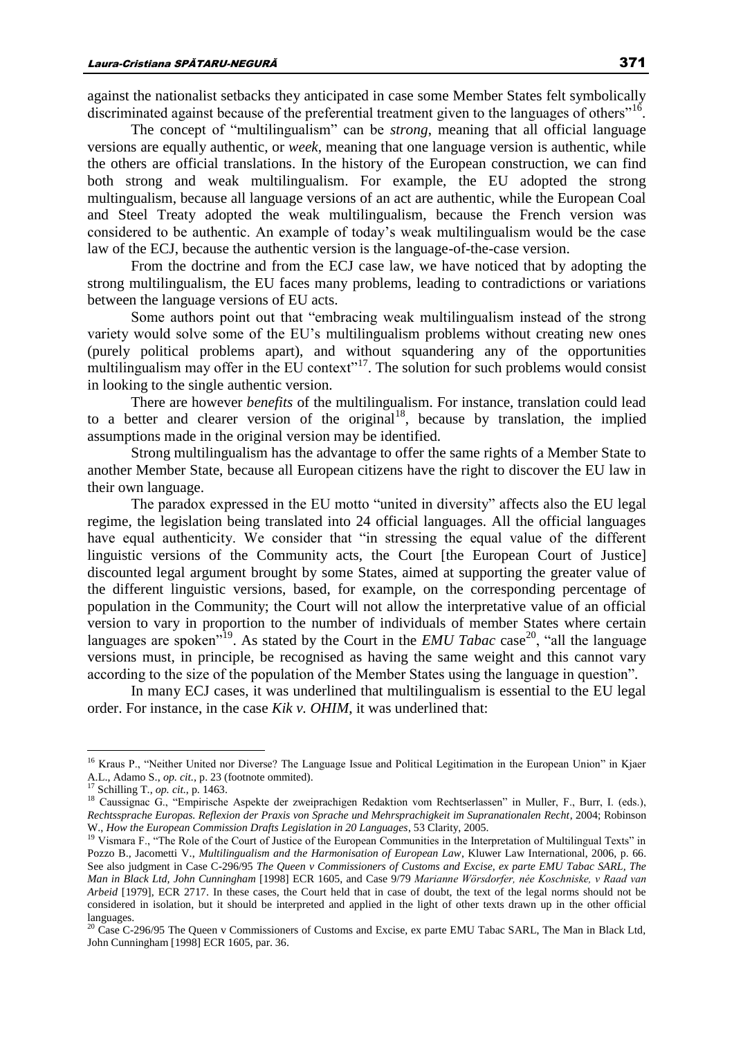against the nationalist setbacks they anticipated in case some Member States felt symbolically discriminated against because of the preferential treatment given to the languages of others"[16].

The concept of "multilingualism" can be *strong*, meaning that all official language versions are equally authentic, or *week*, meaning that one language version is authentic, while the others are official translations. In the history of the European construction, we can find both strong and weak multilingualism. For example, the EU adopted the strong multingualism, because all language versions of an act are authentic, while the European Coal and Steel Treaty adopted the weak multilingualism, because the French version was considered to be authentic. An example of today's weak multilingualism would be the case law of the ECJ, because the authentic version is the language-of-the-case version.

From the doctrine and from the ECJ case law, we have noticed that by adopting the strong multilingualism, the EU faces many problems, leading to contradictions or variations between the language versions of EU acts.

Some authors point out that "embracing weak multilingualism instead of the strong variety would solve some of the EU's multilingualism problems without creating new ones (purely political problems apart), and without squandering any of the opportunities multilingualism may offer in the EU context"[17]. The solution for such problems would consist in looking to the single authentic version.

There are however *benefits* of the multilingualism. For instance, translation could lead to a better and clearer version of the original[18], because by translation, the implied assumptions made in the original version may be identified.

Strong multilingualism has the advantage to offer the same rights of a Member State to another Member State, because all European citizens have the right to discover the EU law in their own language.

The paradox expressed in the EU motto "united in diversity" affects also the EU legal regime, the legislation being translated into 24 official languages. All the official languages have equal authenticity. We consider that "in stressing the equal value of the different linguistic versions of the Community acts, the Court [the European Court of Justice] discounted legal argument brought by some States, aimed at supporting the greater value of the different linguistic versions, based, for example, on the corresponding percentage of population in the Community; the Court will not allow the interpretative value of an official version to vary in proportion to the number of individuals of member States where certain languages are spoken"[19]. As stated by the Court in the *EMU Tabac* case[20], "all the language versions must, in principle, be recognised as having the same weight and this cannot vary according to the size of the population of the Member States using the language in question".

In many ECJ cases, it was underlined that multilingualism is essential to the EU legal order. For instance, in the case *Kik v. OHIM*, it was underlined that:

---

[16] Kraus P., "Neither United nor Diverse? The Language Issue and Political Legitimation in the European Union" in Kjaer A.L., Adamo S., *op. cit.*, p. 23 (footnote ommited).

[17] Schilling T., *op. cit.*, p. 1463.

[18] Caussignac G., "Empirische Aspekte der zweiprachigen Redaktion vom Rechtserlassen" in Muller, F., Burr, I. (eds.), *Rechtssprache Europas. Reflexion der Praxis von Sprache und Mehrsprachigkeit im Supranationalen Recht*, 2004; Robinson W., *How the European Commission Drafts Legislation in 20 Languages*, 53 Clarity, 2005.

[19] Vismara F., "The Role of the Court of Justice of the European Communities in the Interpretation of Multilingual Texts" in Pozzo B., Jacometti V., *Multilingualism and the Harmonisation of European Law*, Kluwer Law International, 2006, p. 66. See also judgment in Case C-296/95 *The Queen v Commissioners of Customs and Excise, ex parte EMU Tabac SARL, The Man in Black Ltd, John Cunningham* [1998] ECR 1605, and Case 9/79 *Marianne Wörsdorfer, née Koschniske, v Raad van Arbeid* [1979], ECR 2717. In these cases, the Court held that in case of doubt, the text of the legal norms should not be considered in isolation, but it should be interpreted and applied in the light of other texts drawn up in the other official languages.

[20] Case C-296/95 The Queen v Commissioners of Customs and Excise, ex parte EMU Tabac SARL, The Man in Black Ltd, John Cunningham [1998] ECR 1605, par. 36.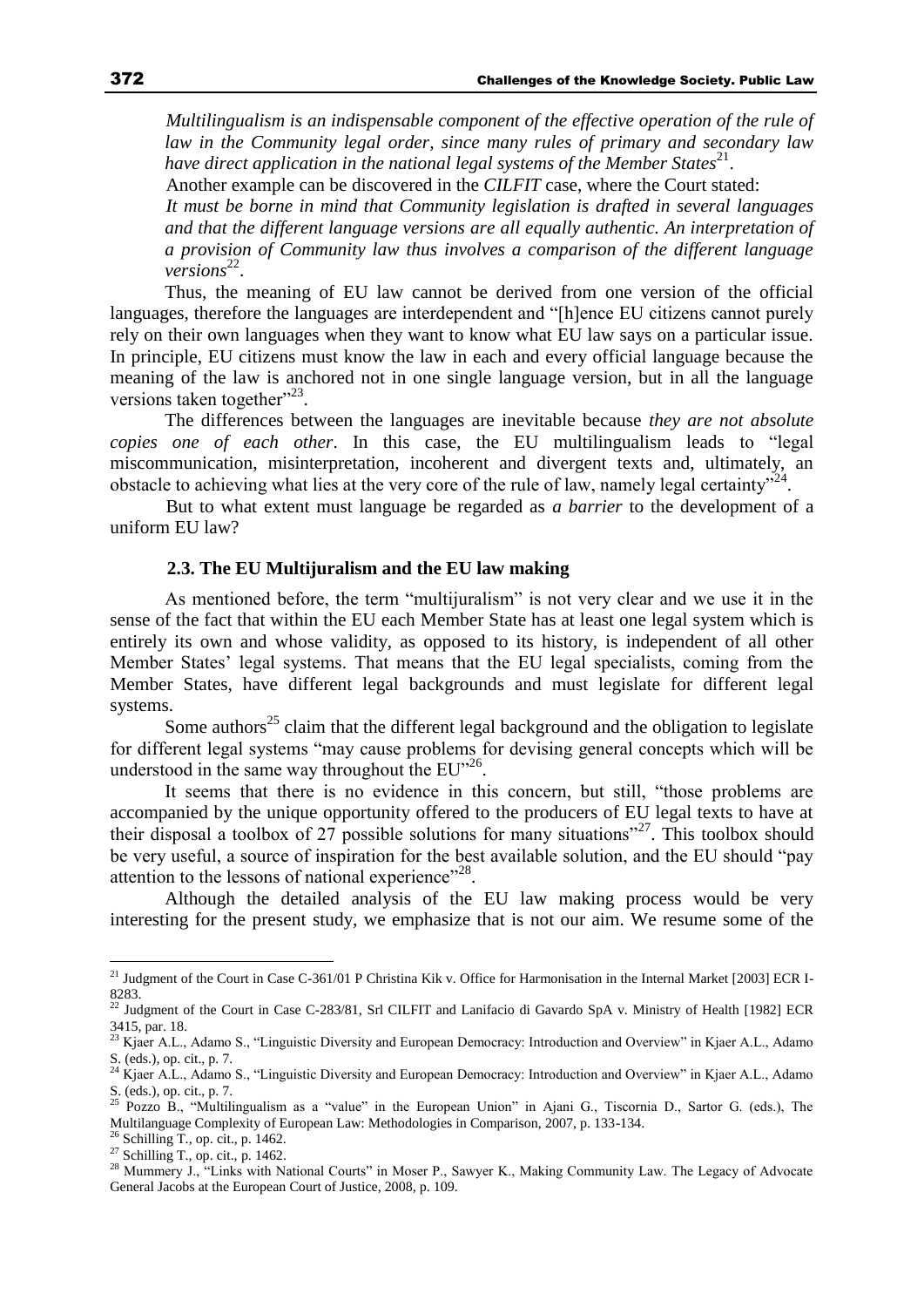*Multilingualism is an indispensable component of the effective operation of the rule of law in the Community legal order, since many rules of primary and secondary law have direct application in the national legal systems of the Member States*[21].

Another example can be discovered in the *CILFIT* case, where the Court stated:

*It must be borne in mind that Community legislation is drafted in several languages and that the different language versions are all equally authentic. An interpretation of a provision of Community law thus involves a comparison of the different language versions*[22].

Thus, the meaning of EU law cannot be derived from one version of the official languages, therefore the languages are interdependent and "[h]ence EU citizens cannot purely rely on their own languages when they want to know what EU law says on a particular issue. In principle, EU citizens must know the law in each and every official language because the meaning of the law is anchored not in one single language version, but in all the language versions taken together"[23].

The differences between the languages are inevitable because *they are not absolute copies one of each other*. In this case, the EU multilingualism leads to "legal miscommunication, misinterpretation, incoherent and divergent texts and, ultimately, an obstacle to achieving what lies at the very core of the rule of law, namely legal certainty"[24].

But to what extent must language be regarded as *a barrier* to the development of a uniform EU law?

### 2.3. The EU Multijuralism and the EU law making

As mentioned before, the term "multijuralism" is not very clear and we use it in the sense of the fact that within the EU each Member State has at least one legal system which is entirely its own and whose validity, as opposed to its history, is independent of all other Member States' legal systems. That means that the EU legal specialists, coming from the Member States, have different legal backgrounds and must legislate for different legal systems.

Some authors[25] claim that the different legal background and the obligation to legislate for different legal systems "may cause problems for devising general concepts which will be understood in the same way throughout the EU"[26].

It seems that there is no evidence in this concern, but still, "those problems are accompanied by the unique opportunity offered to the producers of EU legal texts to have at their disposal a toolbox of 27 possible solutions for many situations"[27]. This toolbox should be very useful, a source of inspiration for the best available solution, and the EU should "pay attention to the lessons of national experience"[28].

Although the detailed analysis of the EU law making process would be very interesting for the present study, we emphasize that is not our aim. We resume some of the

---

[21] Judgment of the Court in Case C-361/01 P Christina Kik v. Office for Harmonisation in the Internal Market [2003] ECR I-8283.

[22] Judgment of the Court in Case C-283/81, Srl CILFIT and Lanifacio di Gavardo SpA v. Ministry of Health [1982] ECR 3415, par. 18.

[23] Kjaer A.L., Adamo S., "Linguistic Diversity and European Democracy: Introduction and Overview" in Kjaer A.L., Adamo S. (eds.), op. cit., p. 7.

[24] Kjaer A.L., Adamo S., "Linguistic Diversity and European Democracy: Introduction and Overview" in Kjaer A.L., Adamo S. (eds.), op. cit., p. 7.

[25] Pozzo B., "Multilingualism as a "value" in the European Union" in Ajani G., Tiscornia D., Sartor G. (eds.), The Multilanguage Complexity of European Law: Methodologies in Comparison, 2007, p. 133-134.

[26] Schilling T., op. cit., p. 1462.

[27] Schilling T., op. cit., p. 1462.

[28] Mummery J., "Links with National Courts" in Moser P., Sawyer K., Making Community Law. The Legacy of Advocate General Jacobs at the European Court of Justice, 2008, p. 109.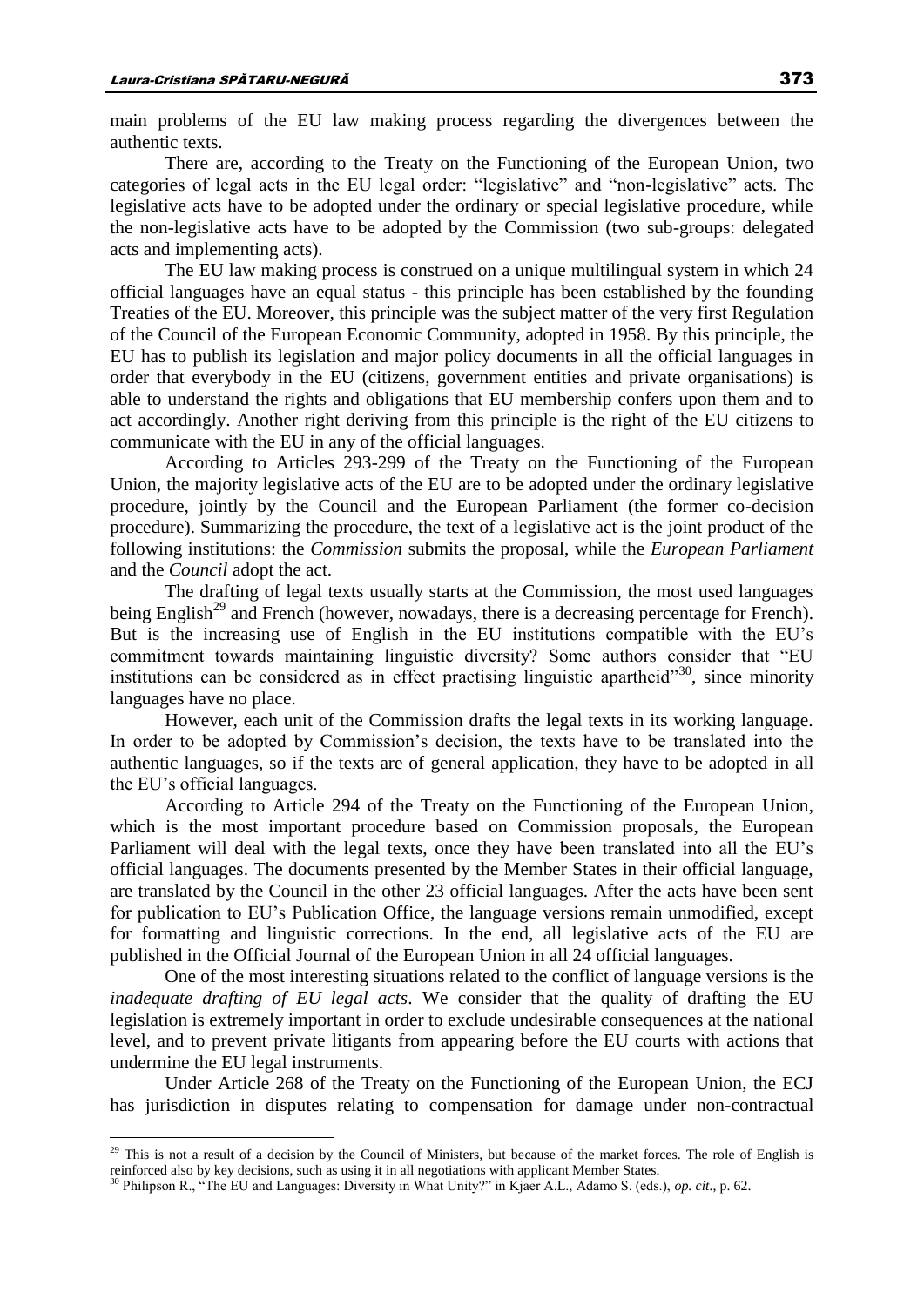main problems of the EU law making process regarding the divergences between the authentic texts.

There are, according to the Treaty on the Functioning of the European Union, two categories of legal acts in the EU legal order: "legislative" and "non-legislative" acts. The legislative acts have to be adopted under the ordinary or special legislative procedure, while the non-legislative acts have to be adopted by the Commission (two sub-groups: delegated acts and implementing acts).

The EU law making process is construed on a unique multilingual system in which 24 official languages have an equal status - this principle has been established by the founding Treaties of the EU. Moreover, this principle was the subject matter of the very first Regulation of the Council of the European Economic Community, adopted in 1958. By this principle, the EU has to publish its legislation and major policy documents in all the official languages in order that everybody in the EU (citizens, government entities and private organisations) is able to understand the rights and obligations that EU membership confers upon them and to act accordingly. Another right deriving from this principle is the right of the EU citizens to communicate with the EU in any of the official languages.

According to Articles 293-299 of the Treaty on the Functioning of the European Union, the majority legislative acts of the EU are to be adopted under the ordinary legislative procedure, jointly by the Council and the European Parliament (the former co-decision procedure). Summarizing the procedure, the text of a legislative act is the joint product of the following institutions: the *Commission* submits the proposal, while the *European Parliament* and the *Council* adopt the act.

The drafting of legal texts usually starts at the Commission, the most used languages being English[29] and French (however, nowadays, there is a decreasing percentage for French). But is the increasing use of English in the EU institutions compatible with the EU's commitment towards maintaining linguistic diversity? Some authors consider that "EU institutions can be considered as in effect practising linguistic apartheid"[30], since minority languages have no place.

However, each unit of the Commission drafts the legal texts in its working language. In order to be adopted by Commission's decision, the texts have to be translated into the authentic languages, so if the texts are of general application, they have to be adopted in all the EU's official languages.

According to Article 294 of the Treaty on the Functioning of the European Union, which is the most important procedure based on Commission proposals, the European Parliament will deal with the legal texts, once they have been translated into all the EU's official languages. The documents presented by the Member States in their official language, are translated by the Council in the other 23 official languages. After the acts have been sent for publication to EU's Publication Office, the language versions remain unmodified, except for formatting and linguistic corrections. In the end, all legislative acts of the EU are published in the Official Journal of the European Union in all 24 official languages.

One of the most interesting situations related to the conflict of language versions is the *inadequate drafting of EU legal acts*. We consider that the quality of drafting the EU legislation is extremely important in order to exclude undesirable consequences at the national level, and to prevent private litigants from appearing before the EU courts with actions that undermine the EU legal instruments.

Under Article 268 of the Treaty on the Functioning of the European Union, the ECJ has jurisdiction in disputes relating to compensation for damage under non-contractual

---

[29] This is not a result of a decision by the Council of Ministers, but because of the market forces. The role of English is reinforced also by key decisions, such as using it in all negotiations with applicant Member States.

[30] Philipson R., "The EU and Languages: Diversity in What Unity?" in Kjaer A.L., Adamo S. (eds.), *op. cit.*, p. 62.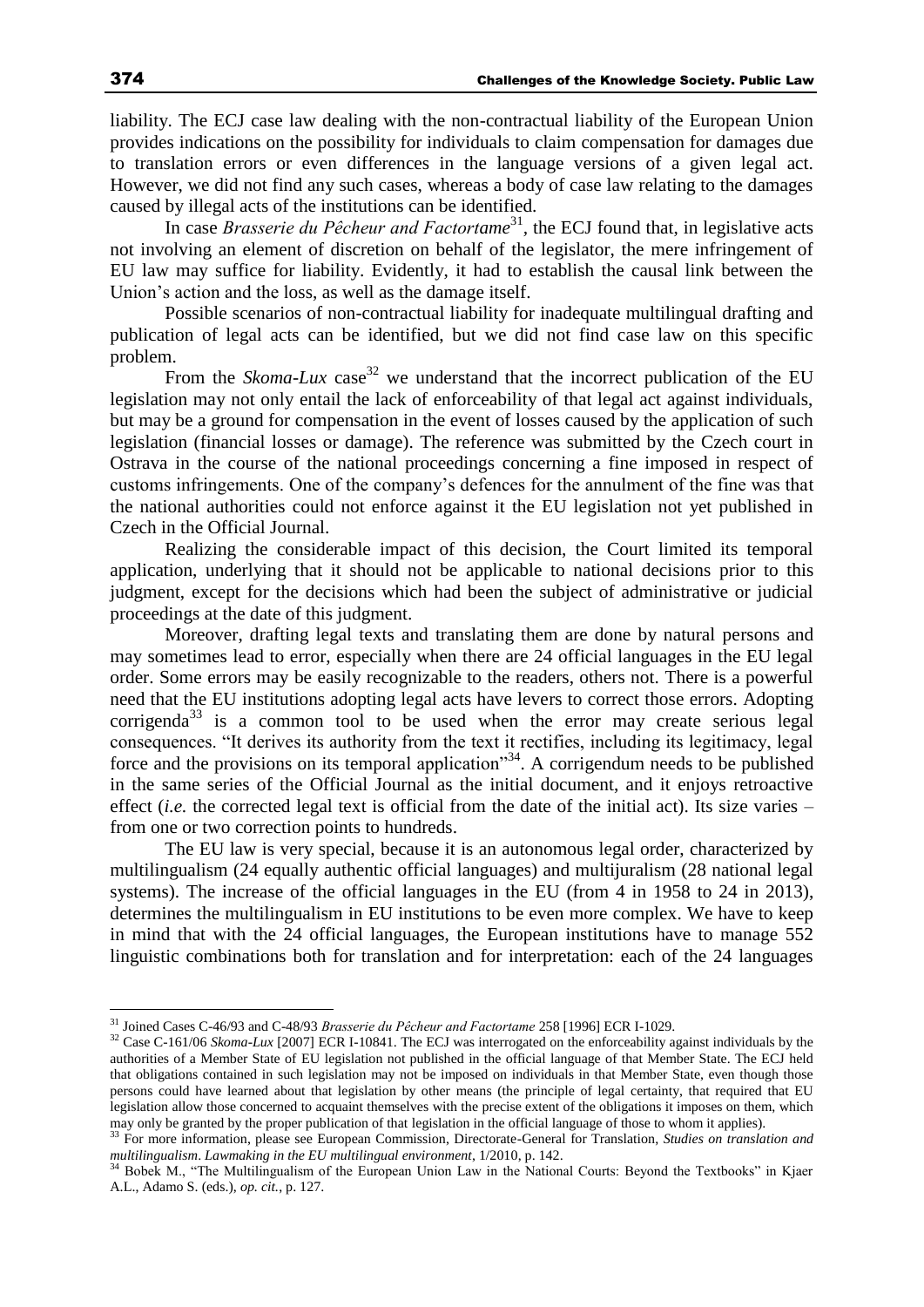liability. The ECJ case law dealing with the non-contractual liability of the European Union provides indications on the possibility for individuals to claim compensation for damages due to translation errors or even differences in the language versions of a given legal act. However, we did not find any such cases, whereas a body of case law relating to the damages caused by illegal acts of the institutions can be identified.

In case *Brasserie du Pêcheur and Factortame*[31], the ECJ found that, in legislative acts not involving an element of discretion on behalf of the legislator, the mere infringement of EU law may suffice for liability. Evidently, it had to establish the causal link between the Union's action and the loss, as well as the damage itself.

Possible scenarios of non-contractual liability for inadequate multilingual drafting and publication of legal acts can be identified, but we did not find case law on this specific problem.

From the *Skoma-Lux* case[32] we understand that the incorrect publication of the EU legislation may not only entail the lack of enforceability of that legal act against individuals, but may be a ground for compensation in the event of losses caused by the application of such legislation (financial losses or damage). The reference was submitted by the Czech court in Ostrava in the course of the national proceedings concerning a fine imposed in respect of customs infringements. One of the company's defences for the annulment of the fine was that the national authorities could not enforce against it the EU legislation not yet published in Czech in the Official Journal.

Realizing the considerable impact of this decision, the Court limited its temporal application, underlying that it should not be applicable to national decisions prior to this judgment, except for the decisions which had been the subject of administrative or judicial proceedings at the date of this judgment.

Moreover, drafting legal texts and translating them are done by natural persons and may sometimes lead to error, especially when there are 24 official languages in the EU legal order. Some errors may be easily recognizable to the readers, others not. There is a powerful need that the EU institutions adopting legal acts have levers to correct those errors. Adopting corrigenda[33] is a common tool to be used when the error may create serious legal consequences. "It derives its authority from the text it rectifies, including its legitimacy, legal force and the provisions on its temporal application"[34]. A corrigendum needs to be published in the same series of the Official Journal as the initial document, and it enjoys retroactive effect (*i.e.* the corrected legal text is official from the date of the initial act). Its size varies – from one or two correction points to hundreds.

The EU law is very special, because it is an autonomous legal order, characterized by multilingualism (24 equally authentic official languages) and multijuralism (28 national legal systems). The increase of the official languages in the EU (from 4 in 1958 to 24 in 2013), determines the multilingualism in EU institutions to be even more complex. We have to keep in mind that with the 24 official languages, the European institutions have to manage 552 linguistic combinations both for translation and for interpretation: each of the 24 languages

---

[31] Joined Cases C-46/93 and C-48/93 *Brasserie du Pêcheur and Factortame* 258 [1996] ECR I-1029.

[32] Case C-161/06 *Skoma-Lux* [2007] ECR I-10841. The ECJ was interrogated on the enforceability against individuals by the authorities of a Member State of EU legislation not published in the official language of that Member State. The ECJ held that obligations contained in such legislation may not be imposed on individuals in that Member State, even though those persons could have learned about that legislation by other means (the principle of legal certainty, that required that EU legislation allow those concerned to acquaint themselves with the precise extent of the obligations it imposes on them, which may only be granted by the proper publication of that legislation in the official language of those to whom it applies).

[33] For more information, please see European Commission, Directorate-General for Translation, *Studies on translation and multilingualism*. *Lawmaking in the EU multilingual environment*, 1/2010, p. 142.

[34] Bobek M., "The Multilingualism of the European Union Law in the National Courts: Beyond the Textbooks" in Kjaer A.L., Adamo S. (eds.), *op. cit.*, p. 127.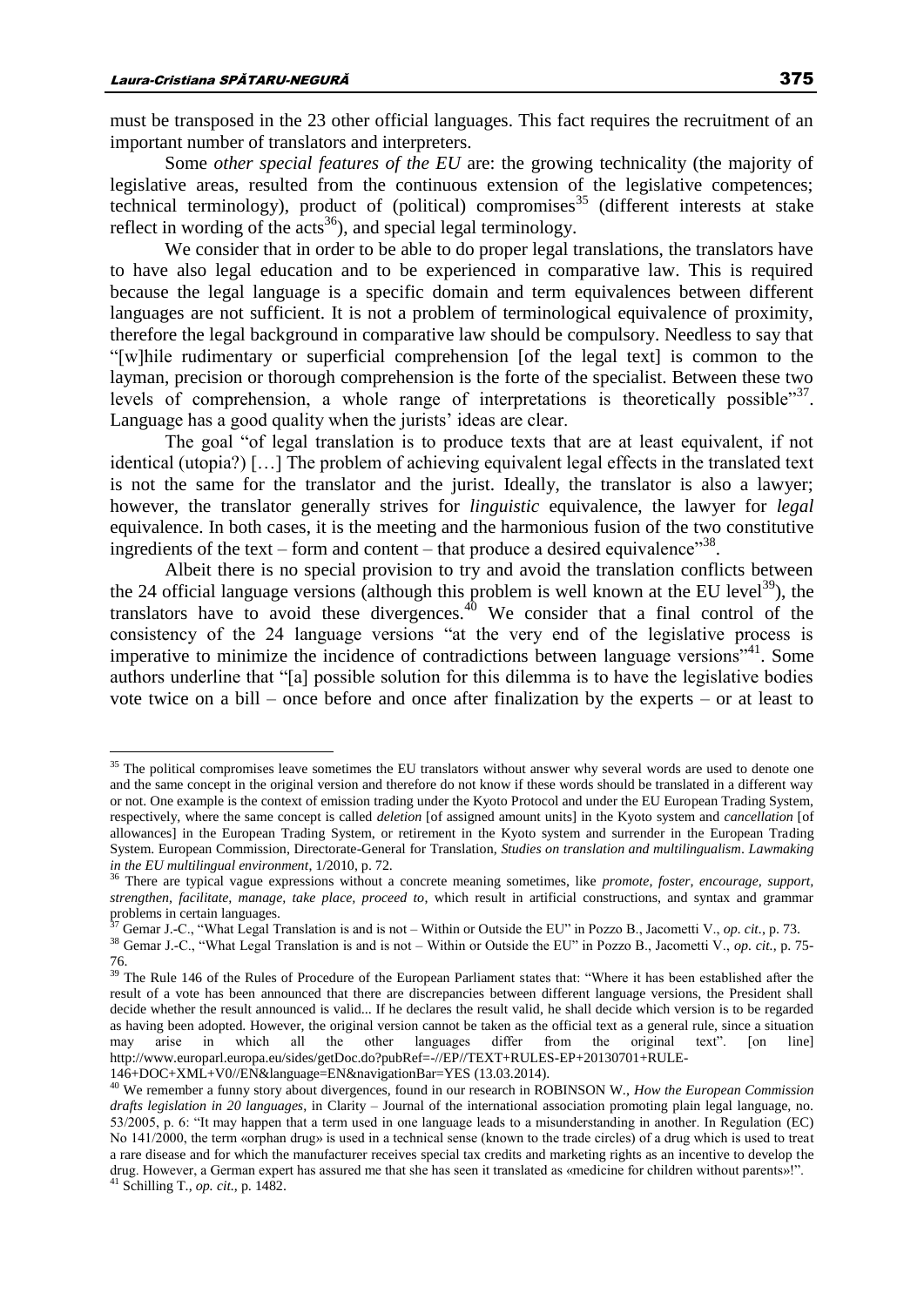must be transposed in the 23 other official languages. This fact requires the recruitment of an important number of translators and interpreters.

Some *other special features of the EU* are: the growing technicality (the majority of legislative areas, resulted from the continuous extension of the legislative competences; technical terminology), product of (political) compromises[35] (different interests at stake reflect in wording of the acts[36]), and special legal terminology.

We consider that in order to be able to do proper legal translations, the translators have to have also legal education and to be experienced in comparative law. This is required because the legal language is a specific domain and term equivalences between different languages are not sufficient. It is not a problem of terminological equivalence of proximity, therefore the legal background in comparative law should be compulsory. Needless to say that "[w]hile rudimentary or superficial comprehension [of the legal text] is common to the layman, precision or thorough comprehension is the forte of the specialist. Between these two levels of comprehension, a whole range of interpretations is theoretically possible"[37]. Language has a good quality when the jurists' ideas are clear.

The goal "of legal translation is to produce texts that are at least equivalent, if not identical (utopia?) […] The problem of achieving equivalent legal effects in the translated text is not the same for the translator and the jurist. Ideally, the translator is also a lawyer; however, the translator generally strives for *linguistic* equivalence, the lawyer for *legal* equivalence. In both cases, it is the meeting and the harmonious fusion of the two constitutive ingredients of the text – form and content – that produce a desired equivalence"[38].

Albeit there is no special provision to try and avoid the translation conflicts between the 24 official language versions (although this problem is well known at the EU level[39]), the translators have to avoid these divergences.[40] We consider that a final control of the consistency of the 24 language versions "at the very end of the legislative process is imperative to minimize the incidence of contradictions between language versions"[41]. Some authors underline that "[a] possible solution for this dilemma is to have the legislative bodies vote twice on a bill – once before and once after finalization by the experts – or at least to

---

[35] The political compromises leave sometimes the EU translators without answer why several words are used to denote one and the same concept in the original version and therefore do not know if these words should be translated in a different way or not. One example is the context of emission trading under the Kyoto Protocol and under the EU European Trading System, respectively, where the same concept is called *deletion* [of assigned amount units] in the Kyoto system and *cancellation* [of allowances] in the European Trading System, or retirement in the Kyoto system and surrender in the European Trading System. European Commission, Directorate-General for Translation, *Studies on translation and multilingualism. Lawmaking in the EU multilingual environment*, 1/2010, p. 72.

[36] There are typical vague expressions without a concrete meaning sometimes, like *promote, foster, encourage, support, strengthen, facilitate, manage, take place, proceed to*, which result in artificial constructions, and syntax and grammar problems in certain languages.

[37] Gemar J.-C., "What Legal Translation is and is not – Within or Outside the EU" in Pozzo B., Jacometti V., *op. cit.*, p. 73.

[38] Gemar J.-C., "What Legal Translation is and is not – Within or Outside the EU" in Pozzo B., Jacometti V., *op. cit.*, p. 75-76.

[39] The Rule 146 of the Rules of Procedure of the European Parliament states that: "Where it has been established after the result of a vote has been announced that there are discrepancies between different language versions, the President shall decide whether the result announced is valid... If he declares the result valid, he shall decide which version is to be regarded as having been adopted. However, the original version cannot be taken as the official text as a general rule, since a situation may arise in which all the other languages differ from the original text". [on line] http://www.europarl.europa.eu/sides/getDoc.do?pubRef=-//EP//TEXT+RULES-EP+20130701+RULE-146+DOC+XML+V0//EN&language=EN&navigationBar=YES (13.03.2014).

[40] We remember a funny story about divergences, found in our research in ROBINSON W., *How the European Commission drafts legislation in 20 languages*, in Clarity – Journal of the international association promoting plain legal language, no. 53/2005, p. 6: "It may happen that a term used in one language leads to a misunderstanding in another. In Regulation (EC) No 141/2000, the term «orphan drug» is used in a technical sense (known to the trade circles) of a drug which is used to treat a rare disease and for which the manufacturer receives special tax credits and marketing rights as an incentive to develop the drug. However, a German expert has assured me that she has seen it translated as «medicine for children without parents»!".

[41] Schilling T., *op. cit.*, p. 1482.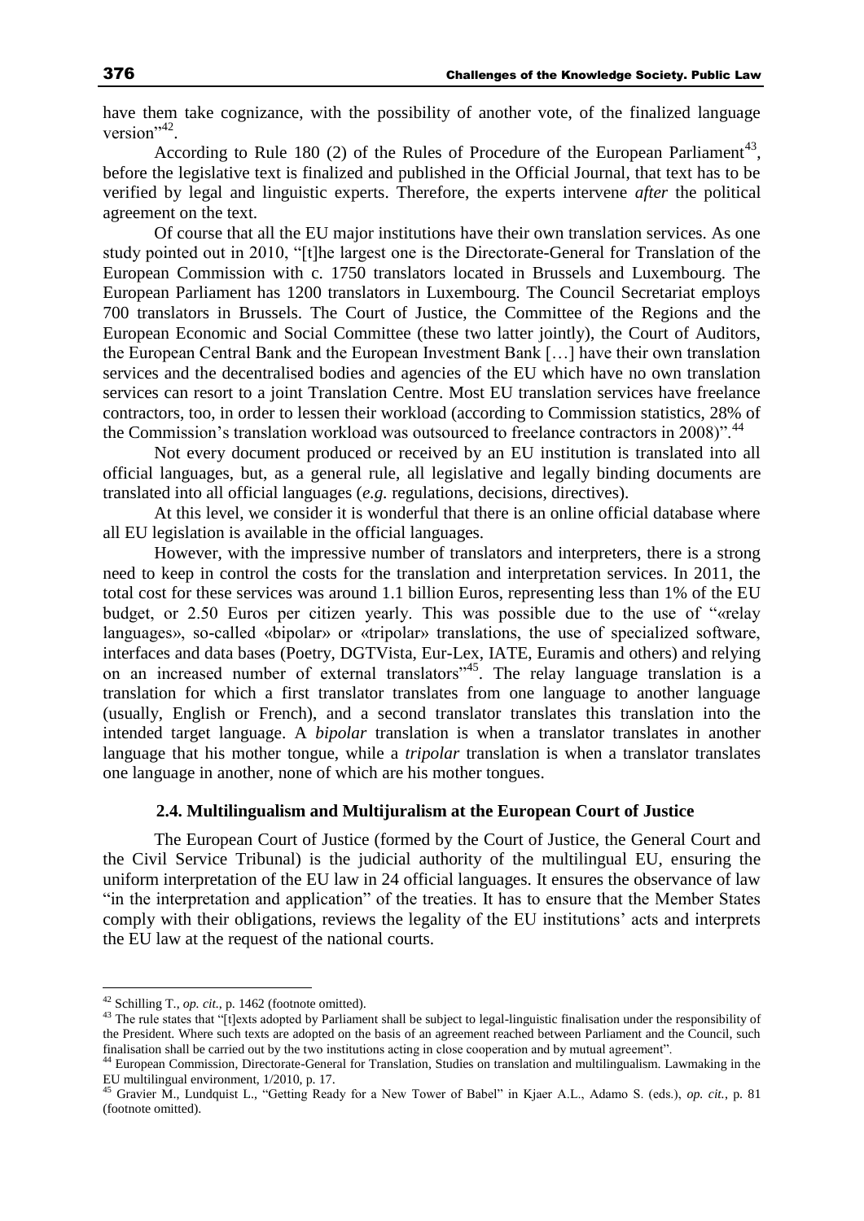have them take cognizance, with the possibility of another vote, of the finalized language version"[42].

According to Rule 180 (2) of the Rules of Procedure of the European Parliament[43], before the legislative text is finalized and published in the Official Journal, that text has to be verified by legal and linguistic experts. Therefore, the experts intervene *after* the political agreement on the text.

Of course that all the EU major institutions have their own translation services. As one study pointed out in 2010, "[t]he largest one is the Directorate-General for Translation of the European Commission with c. 1750 translators located in Brussels and Luxembourg. The European Parliament has 1200 translators in Luxembourg. The Council Secretariat employs 700 translators in Brussels. The Court of Justice, the Committee of the Regions and the European Economic and Social Committee (these two latter jointly), the Court of Auditors, the European Central Bank and the European Investment Bank […] have their own translation services and the decentralised bodies and agencies of the EU which have no own translation services can resort to a joint Translation Centre. Most EU translation services have freelance contractors, too, in order to lessen their workload (according to Commission statistics, 28% of the Commission's translation workload was outsourced to freelance contractors in 2008)".[44]

Not every document produced or received by an EU institution is translated into all official languages, but, as a general rule, all legislative and legally binding documents are translated into all official languages (*e.g.* regulations, decisions, directives).

At this level, we consider it is wonderful that there is an online official database where all EU legislation is available in the official languages.

However, with the impressive number of translators and interpreters, there is a strong need to keep in control the costs for the translation and interpretation services. In 2011, the total cost for these services was around 1.1 billion Euros, representing less than 1% of the EU budget, or 2.50 Euros per citizen yearly. This was possible due to the use of "«relay languages», so-called «bipolar» or «tripolar» translations, the use of specialized software, interfaces and data bases (Poetry, DGTVista, Eur-Lex, IATE, Euramis and others) and relying on an increased number of external translators"[45]. The relay language translation is a translation for which a first translator translates from one language to another language (usually, English or French), and a second translator translates this translation into the intended target language. A *bipolar* translation is when a translator translates in another language that his mother tongue, while a *tripolar* translation is when a translator translates one language in another, none of which are his mother tongues.

### 2.4. Multilingualism and Multijuralism at the European Court of Justice

The European Court of Justice (formed by the Court of Justice, the General Court and the Civil Service Tribunal) is the judicial authority of the multilingual EU, ensuring the uniform interpretation of the EU law in 24 official languages. It ensures the observance of law "in the interpretation and application" of the treaties. It has to ensure that the Member States comply with their obligations, reviews the legality of the EU institutions' acts and interprets the EU law at the request of the national courts.

---

[42] Schilling T., *op. cit.*, p. 1462 (footnote omitted).

[43] The rule states that "[t]exts adopted by Parliament shall be subject to legal-linguistic finalisation under the responsibility of the President. Where such texts are adopted on the basis of an agreement reached between Parliament and the Council, such finalisation shall be carried out by the two institutions acting in close cooperation and by mutual agreement".

[44] European Commission, Directorate-General for Translation, Studies on translation and multilingualism. Lawmaking in the EU multilingual environment, 1/2010, p. 17.

[45] Gravier M., Lundquist L., "Getting Ready for a New Tower of Babel" in Kjaer A.L., Adamo S. (eds.), *op. cit.*, p. 81 (footnote omitted).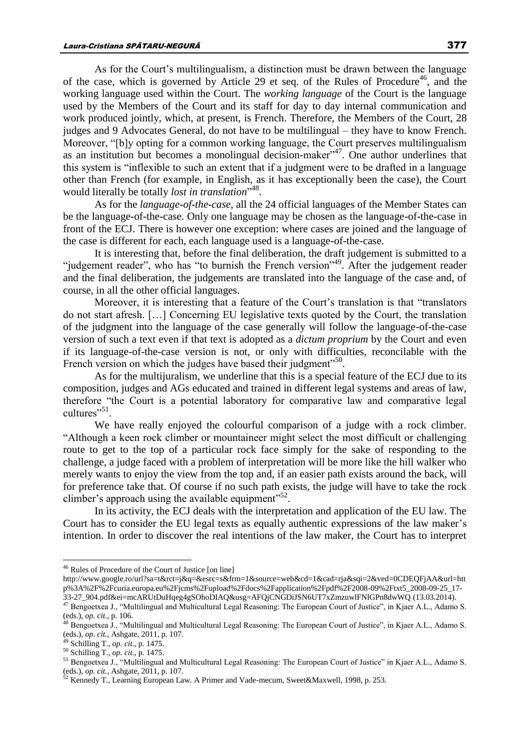As for the Court's multilingualism, a distinction must be drawn between the language of the case, which is governed by Article 29 et seq. of the Rules of Procedure[46], and the working language used within the Court. The *working language* of the Court is the language used by the Members of the Court and its staff for day to day internal communication and work produced jointly, which, at present, is French. Therefore, the Members of the Court, 28 judges and 9 Advocates General, do not have to be multilingual – they have to know French. Moreover, "[b]y opting for a common working language, the Court preserves multilingualism as an institution but becomes a monolingual decision-maker"[47]. One author underlines that this system is "inflexible to such an extent that if a judgment were to be drafted in a language other than French (for example, in English, as it has exceptionally been the case), the Court would literally be totally *lost in translation*"[48].

As for the *language-of-the-case*, all the 24 official languages of the Member States can be the language-of-the-case. Only one language may be chosen as the language-of-the-case in front of the ECJ. There is however one exception: where cases are joined and the language of the case is different for each, each language used is a language-of-the-case.

It is interesting that, before the final deliberation, the draft judgement is submitted to a "judgement reader", who has "to burnish the French version"[49]. After the judgement reader and the final deliberation, the judgements are translated into the language of the case and, of course, in all the other official languages.

Moreover, it is interesting that a feature of the Court's translation is that "translators do not start afresh. […] Concerning EU legislative texts quoted by the Court, the translation of the judgment into the language of the case generally will follow the language-of-the-case version of such a text even if that text is adopted as a *dictum proprium* by the Court and even if its language-of-the-case version is not, or only with difficulties, reconcilable with the French version on which the judges have based their judgment"[50].

As for the multijuralism, we underline that this is a special feature of the ECJ due to its composition, judges and AGs educated and trained in different legal systems and areas of law, therefore "the Court is a potential laboratory for comparative law and comparative legal cultures"[51].

We have really enjoyed the colourful comparison of a judge with a rock climber. "Although a keen rock climber or mountaineer might select the most difficult or challenging route to get to the top of a particular rock face simply for the sake of responding to the challenge, a judge faced with a problem of interpretation will be more like the hill walker who merely wants to enjoy the view from the top and, if an easier path exists around the back, will for preference take that. Of course if no such path exists, the judge will have to take the rock climber's approach using the available equipment"[52].

In its activity, the ECJ deals with the interpretation and application of the EU law. The Court has to consider the EU legal texts as equally authentic expressions of the law maker's intention. In order to discover the real intentions of the law maker, the Court has to interpret

---

[46] Rules of Procedure of the Court of Justice [on line] http://www.google.ro/url?sa=t&rct=j&q=&esrc=s&frm=1&source=web&cd=1&cad=rja&sqi=2&ved=0CDEQFjAA&url=http%3A%2F%2Fcuria.europa.eu%2Fjcms%2Fupload%2Fdocs%2Fapplication%2Fpdf%2F2008-09%2Ftxt5_2008-09-25_17-33-27_904.pdf&ei=mcARUtDuHqeg4gSOhoDIAQ&usg=AFQjCNGDiJSN6UT7xZmzuwlFNlGPn8dwWQ (13.03.2014).

[47] Bengoetxea J., "Multilingual and Multicultural Legal Reasoning: The European Court of Justice", in Kjaer A.L., Adamo S. (eds.), *op. cit.*, p. 106.

[48] Bengoetxea J., "Multilingual and Multicultural Legal Reasoning: The European Court of Justice", in Kjaer A.L., Adamo S. (eds.), *op. cit.*, Ashgate, 2011, p. 107.

[49] Schilling T., *op. cit.*, p. 1475.

[50] Schilling T., *op. cit.*, p. 1475.

[51] Bengoetxea J., "Multilingual and Multicultural Legal Reasoning: The European Court of Justice" in Kjaer A.L., Adamo S. (eds.), *op. cit.*, Ashgate, 2011, p. 107.

[52] Kennedy T., Learning European Law. A Primer and Vade-mecum, Sweet&Maxwell, 1998, p. 253.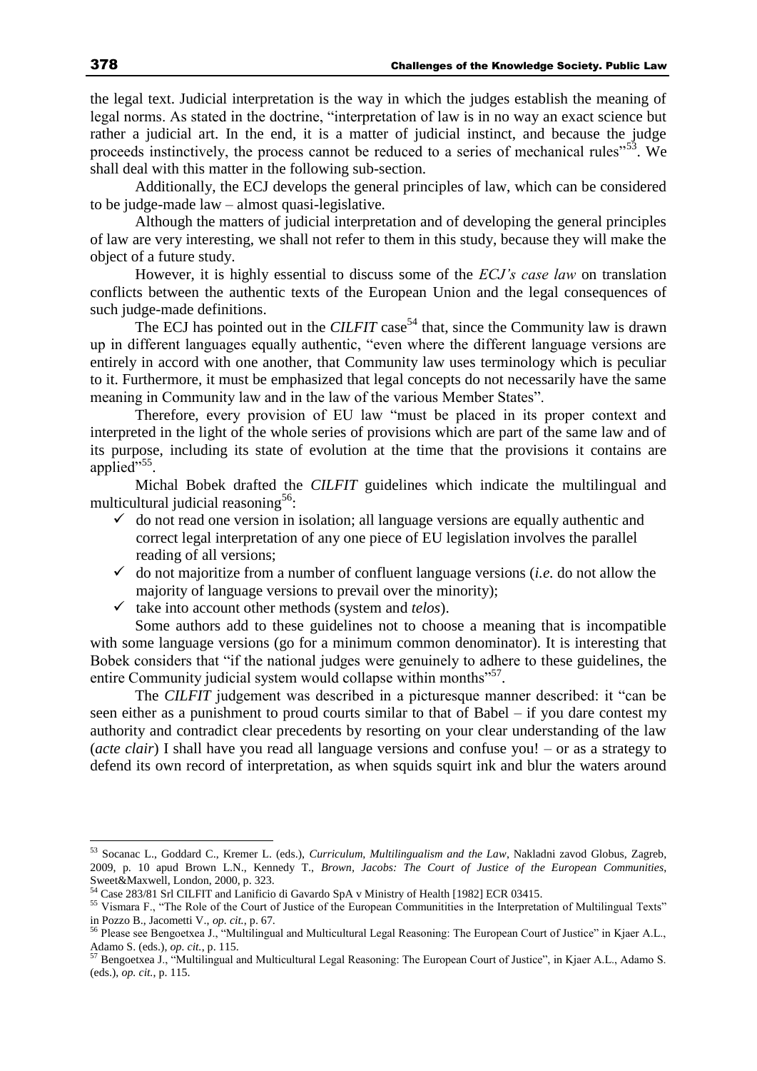the legal text. Judicial interpretation is the way in which the judges establish the meaning of legal norms. As stated in the doctrine, "interpretation of law is in no way an exact science but rather a judicial art. In the end, it is a matter of judicial instinct, and because the judge proceeds instinctively, the process cannot be reduced to a series of mechanical rules"[53]. We shall deal with this matter in the following sub-section.

Additionally, the ECJ develops the general principles of law, which can be considered to be judge-made law – almost quasi-legislative.

Although the matters of judicial interpretation and of developing the general principles of law are very interesting, we shall not refer to them in this study, because they will make the object of a future study.

However, it is highly essential to discuss some of the *ECJ's case law* on translation conflicts between the authentic texts of the European Union and the legal consequences of such judge-made definitions.

The ECJ has pointed out in the *CILFIT* case[54] that, since the Community law is drawn up in different languages equally authentic, "even where the different language versions are entirely in accord with one another, that Community law uses terminology which is peculiar to it. Furthermore, it must be emphasized that legal concepts do not necessarily have the same meaning in Community law and in the law of the various Member States".

Therefore, every provision of EU law "must be placed in its proper context and interpreted in the light of the whole series of provisions which are part of the same law and of its purpose, including its state of evolution at the time that the provisions it contains are applied"[55].

Michal Bobek drafted the *CILFIT* guidelines which indicate the multilingual and multicultural judicial reasoning[56]:

- ✓ do not read one version in isolation; all language versions are equally authentic and correct legal interpretation of any one piece of EU legislation involves the parallel reading of all versions;
- ✓ do not majoritize from a number of confluent language versions (*i.e.* do not allow the majority of language versions to prevail over the minority);
- ✓ take into account other methods (system and *telos*).

Some authors add to these guidelines not to choose a meaning that is incompatible with some language versions (go for a minimum common denominator). It is interesting that Bobek considers that "if the national judges were genuinely to adhere to these guidelines, the entire Community judicial system would collapse within months"[57].

The *CILFIT* judgement was described in a picturesque manner described: it "can be seen either as a punishment to proud courts similar to that of Babel – if you dare contest my authority and contradict clear precedents by resorting on your clear understanding of the law (*acte clair*) I shall have you read all language versions and confuse you! – or as a strategy to defend its own record of interpretation, as when squids squirt ink and blur the waters around

---

[53] Socanac L., Goddard C., Kremer L. (eds.), *Curriculum, Multilingualism and the Law*, Nakladni zavod Globus, Zagreb, 2009, p. 10 apud Brown L.N., Kennedy T., *Brown, Jacobs: The Court of Justice of the European Communities*, Sweet&Maxwell, London, 2000, p. 323.

[54] Case 283/81 Srl CILFIT and Lanificio di Gavardo SpA v Ministry of Health [1982] ECR 03415.

[55] Vismara F., "The Role of the Court of Justice of the European Communitities in the Interpretation of Multilingual Texts" in Pozzo B., Jacometti V., *op. cit.*, p. 67.

[56] Please see Bengoetxea J., "Multilingual and Multicultural Legal Reasoning: The European Court of Justice" in Kjaer A.L., Adamo S. (eds.), *op. cit.*, p. 115.

[57] Bengoetxea J., "Multilingual and Multicultural Legal Reasoning: The European Court of Justice", in Kjaer A.L., Adamo S. (eds.), *op. cit.*, p. 115.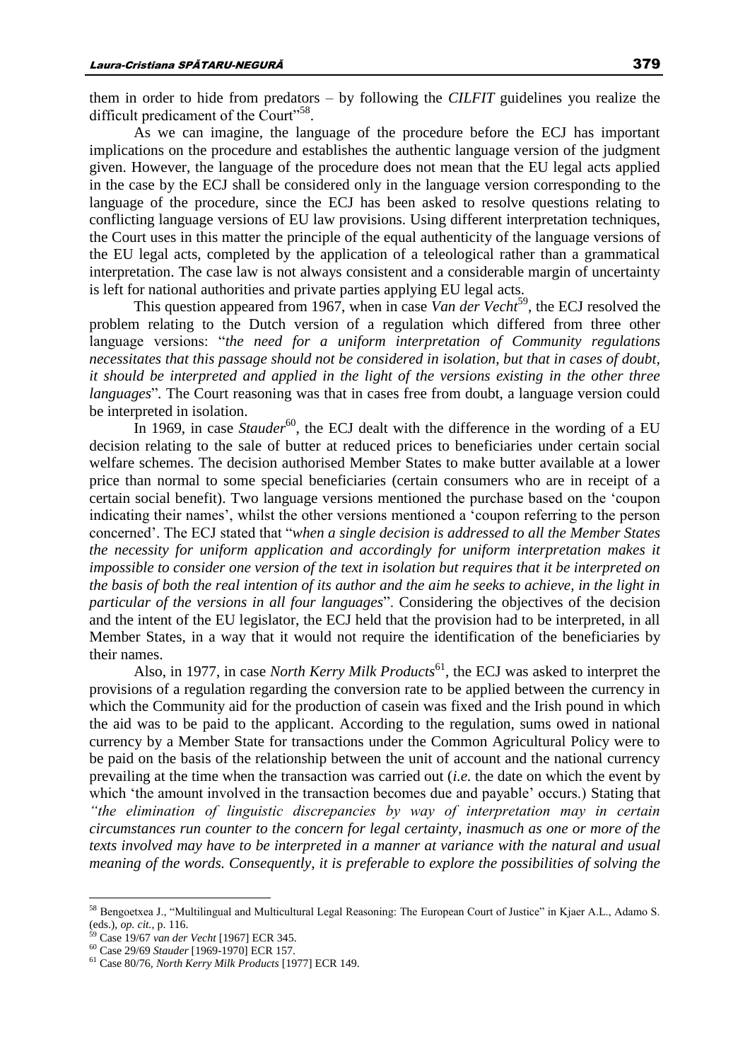them in order to hide from predators – by following the *CILFIT* guidelines you realize the difficult predicament of the Court"[58].

As we can imagine, the language of the procedure before the ECJ has important implications on the procedure and establishes the authentic language version of the judgment given. However, the language of the procedure does not mean that the EU legal acts applied in the case by the ECJ shall be considered only in the language version corresponding to the language of the procedure, since the ECJ has been asked to resolve questions relating to conflicting language versions of EU law provisions. Using different interpretation techniques, the Court uses in this matter the principle of the equal authenticity of the language versions of the EU legal acts, completed by the application of a teleological rather than a grammatical interpretation. The case law is not always consistent and a considerable margin of uncertainty is left for national authorities and private parties applying EU legal acts.

This question appeared from 1967, when in case *Van der Vecht*[59], the ECJ resolved the problem relating to the Dutch version of a regulation which differed from three other language versions: "*the need for a uniform interpretation of Community regulations necessitates that this passage should not be considered in isolation, but that in cases of doubt, it should be interpreted and applied in the light of the versions existing in the other three languages*". The Court reasoning was that in cases free from doubt, a language version could be interpreted in isolation.

In 1969, in case *Stauder*[60], the ECJ dealt with the difference in the wording of a EU decision relating to the sale of butter at reduced prices to beneficiaries under certain social welfare schemes. The decision authorised Member States to make butter available at a lower price than normal to some special beneficiaries (certain consumers who are in receipt of a certain social benefit). Two language versions mentioned the purchase based on the 'coupon indicating their names', whilst the other versions mentioned a 'coupon referring to the person concerned'. The ECJ stated that "*when a single decision is addressed to all the Member States the necessity for uniform application and accordingly for uniform interpretation makes it impossible to consider one version of the text in isolation but requires that it be interpreted on the basis of both the real intention of its author and the aim he seeks to achieve, in the light in particular of the versions in all four languages*". Considering the objectives of the decision and the intent of the EU legislator, the ECJ held that the provision had to be interpreted, in all Member States, in a way that it would not require the identification of the beneficiaries by their names.

Also, in 1977, in case *North Kerry Milk Products*[61], the ECJ was asked to interpret the provisions of a regulation regarding the conversion rate to be applied between the currency in which the Community aid for the production of casein was fixed and the Irish pound in which the aid was to be paid to the applicant. According to the regulation, sums owed in national currency by a Member State for transactions under the Common Agricultural Policy were to be paid on the basis of the relationship between the unit of account and the national currency prevailing at the time when the transaction was carried out (*i.e.* the date on which the event by which 'the amount involved in the transaction becomes due and payable' occurs.) Stating that *"the elimination of linguistic discrepancies by way of interpretation may in certain circumstances run counter to the concern for legal certainty, inasmuch as one or more of the texts involved may have to be interpreted in a manner at variance with the natural and usual meaning of the words. Consequently, it is preferable to explore the possibilities of solving the*

---

[58] Bengoetxea J., "Multilingual and Multicultural Legal Reasoning: The European Court of Justice" in Kjaer A.L., Adamo S. (eds.), *op. cit.*, p. 116.

[59] Case 19/67 *van der Vecht* [1967] ECR 345.

[60] Case 29/69 *Stauder* [1969-1970] ECR 157.

[61] Case 80/76, *North Kerry Milk Products* [1977] ECR 149.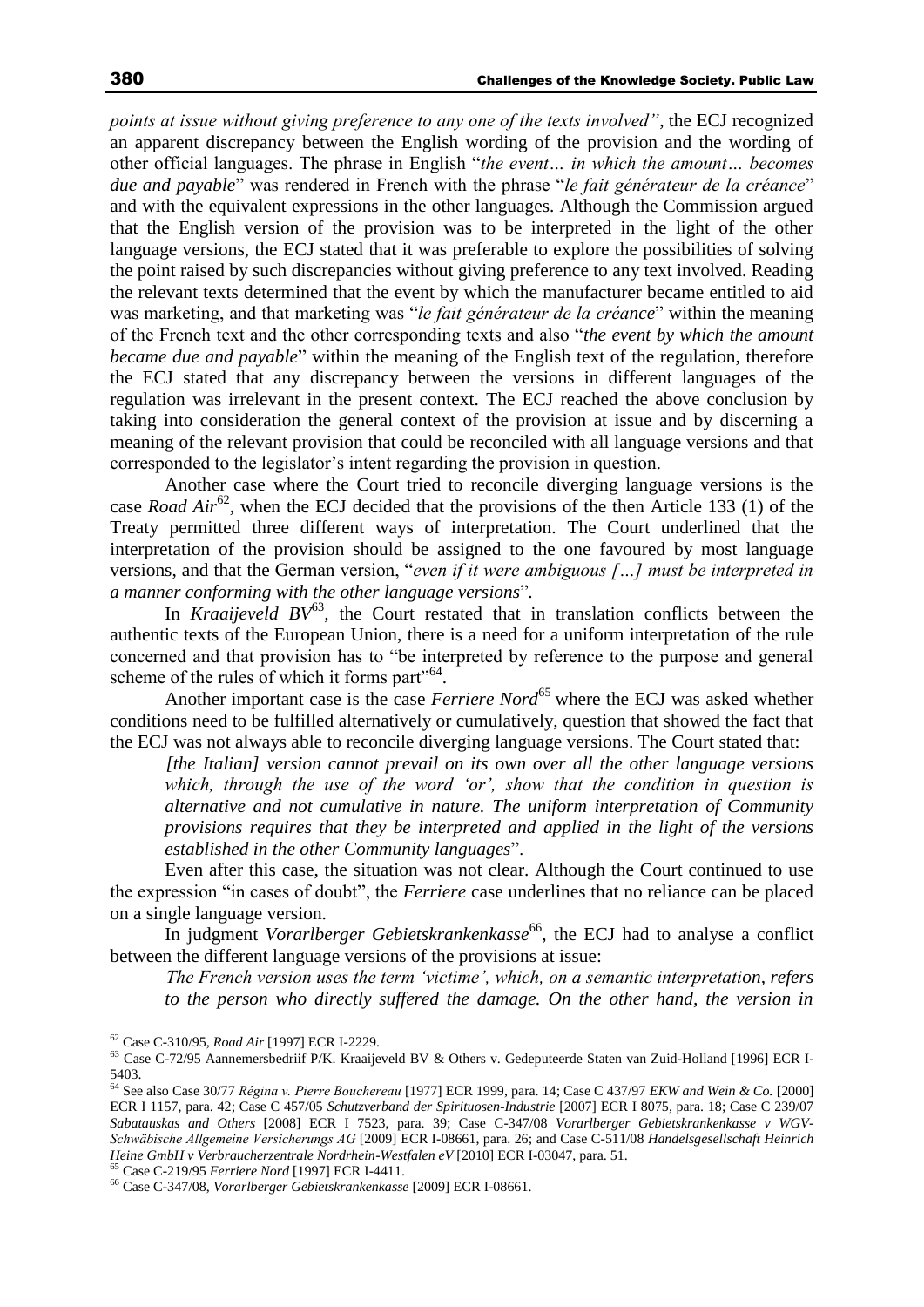*points at issue without giving preference to any one of the texts involved"*, the ECJ recognized an apparent discrepancy between the English wording of the provision and the wording of other official languages. The phrase in English "*the event… in which the amount… becomes due and payable*" was rendered in French with the phrase "*le fait générateur de la créance*" and with the equivalent expressions in the other languages. Although the Commission argued that the English version of the provision was to be interpreted in the light of the other language versions, the ECJ stated that it was preferable to explore the possibilities of solving the point raised by such discrepancies without giving preference to any text involved. Reading the relevant texts determined that the event by which the manufacturer became entitled to aid was marketing, and that marketing was "*le fait générateur de la créance*" within the meaning of the French text and the other corresponding texts and also "*the event by which the amount became due and payable*" within the meaning of the English text of the regulation, therefore the ECJ stated that any discrepancy between the versions in different languages of the regulation was irrelevant in the present context. The ECJ reached the above conclusion by taking into consideration the general context of the provision at issue and by discerning a meaning of the relevant provision that could be reconciled with all language versions and that corresponded to the legislator's intent regarding the provision in question.

Another case where the Court tried to reconcile diverging language versions is the case *Road Air*[62], when the ECJ decided that the provisions of the then Article 133 (1) of the Treaty permitted three different ways of interpretation. The Court underlined that the interpretation of the provision should be assigned to the one favoured by most language versions, and that the German version, "*even if it were ambiguous […] must be interpreted in a manner conforming with the other language versions*".

In *Kraaijeveld BV*[63], the Court restated that in translation conflicts between the authentic texts of the European Union, there is a need for a uniform interpretation of the rule concerned and that provision has to "be interpreted by reference to the purpose and general scheme of the rules of which it forms part"[64].

Another important case is the case *Ferriere Nord*[65] where the ECJ was asked whether conditions need to be fulfilled alternatively or cumulatively, question that showed the fact that the ECJ was not always able to reconcile diverging language versions. The Court stated that:

> *[the Italian] version cannot prevail on its own over all the other language versions which, through the use of the word 'or', show that the condition in question is alternative and not cumulative in nature. The uniform interpretation of Community provisions requires that they be interpreted and applied in the light of the versions established in the other Community languages*".

Even after this case, the situation was not clear. Although the Court continued to use the expression "in cases of doubt", the *Ferriere* case underlines that no reliance can be placed on a single language version.

In judgment *Vorarlberger Gebietskrankenkasse*[66], the ECJ had to analyse a conflict between the different language versions of the provisions at issue:

> *The French version uses the term 'victime', which, on a semantic interpretation, refers to the person who directly suffered the damage. On the other hand, the version in*

---

[62] Case C-310/95, *Road Air* [1997] ECR I-2229.

[63] Case C-72/95 Aannemersbedriif P/K. Kraaijeveld BV & Others v. Gedeputeerde Staten van Zuid-Holland [1996] ECR I-5403.

[64] See also Case 30/77 *Régina v. Pierre Bouchereau* [1977] ECR 1999, para. 14; Case C 437/97 *EKW and Wein & Co.* [2000] ECR I 1157, para. 42; Case C 457/05 *Schutzverband der Spirituosen-Industrie* [2007] ECR I 8075, para. 18; Case C 239/07 *Sabatauskas and Others* [2008] ECR I 7523, para. 39; Case C-347/08 *Vorarlberger Gebietskrankenkasse v WGV-Schwäbische Allgemeine Versicherungs AG* [2009] ECR I-08661, para. 26; and Case C-511/08 *Handelsgesellschaft Heinrich Heine GmbH v Verbraucherzentrale Nordrhein-Westfalen eV* [2010] ECR I-03047, para. 51.

[65] Case C-219/95 *Ferriere Nord* [1997] ECR I-4411.

[66] Case C-347/08, *Vorarlberger Gebietskrankenkasse* [2009] ECR I-08661.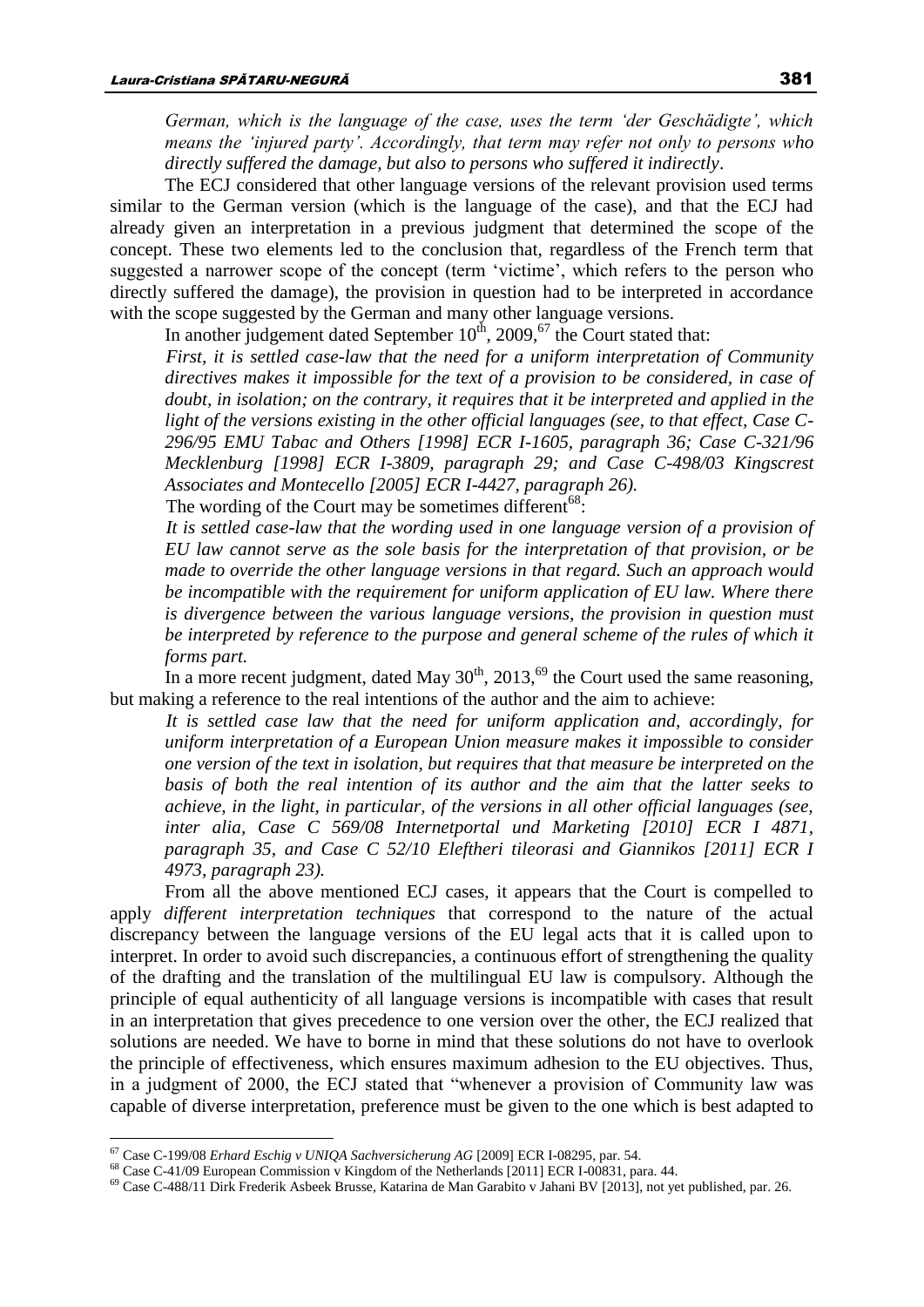*German, which is the language of the case, uses the term 'der Geschädigte', which means the 'injured party'. Accordingly, that term may refer not only to persons who directly suffered the damage, but also to persons who suffered it indirectly*.

The ECJ considered that other language versions of the relevant provision used terms similar to the German version (which is the language of the case), and that the ECJ had already given an interpretation in a previous judgment that determined the scope of the concept. These two elements led to the conclusion that, regardless of the French term that suggested a narrower scope of the concept (term 'victime', which refers to the person who directly suffered the damage), the provision in question had to be interpreted in accordance with the scope suggested by the German and many other language versions.

In another judgement dated September 10th, 2009,[67] the Court stated that:

> *First, it is settled case-law that the need for a uniform interpretation of Community directives makes it impossible for the text of a provision to be considered, in case of doubt, in isolation; on the contrary, it requires that it be interpreted and applied in the light of the versions existing in the other official languages (see, to that effect, Case C-296/95 EMU Tabac and Others [1998] ECR I-1605, paragraph 36; Case C-321/96 Mecklenburg [1998] ECR I-3809, paragraph 29; and Case C-498/03 Kingscrest Associates and Montecello [2005] ECR I-4427, paragraph 26).*

The wording of the Court may be sometimes different[68]:

> *It is settled case-law that the wording used in one language version of a provision of EU law cannot serve as the sole basis for the interpretation of that provision, or be made to override the other language versions in that regard. Such an approach would be incompatible with the requirement for uniform application of EU law. Where there is divergence between the various language versions, the provision in question must be interpreted by reference to the purpose and general scheme of the rules of which it forms part.*

In a more recent judgment, dated May 30th, 2013,[69] the Court used the same reasoning, but making a reference to the real intentions of the author and the aim to achieve:

> *It is settled case law that the need for uniform application and, accordingly, for uniform interpretation of a European Union measure makes it impossible to consider one version of the text in isolation, but requires that that measure be interpreted on the basis of both the real intention of its author and the aim that the latter seeks to achieve, in the light, in particular, of the versions in all other official languages (see, inter alia, Case C 569/08 Internetportal und Marketing [2010] ECR I 4871, paragraph 35, and Case C 52/10 Eleftheri tileorasi and Giannikos [2011] ECR I 4973, paragraph 23).*

From all the above mentioned ECJ cases, it appears that the Court is compelled to apply *different interpretation techniques* that correspond to the nature of the actual discrepancy between the language versions of the EU legal acts that it is called upon to interpret. In order to avoid such discrepancies, a continuous effort of strengthening the quality of the drafting and the translation of the multilingual EU law is compulsory. Although the principle of equal authenticity of all language versions is incompatible with cases that result in an interpretation that gives precedence to one version over the other, the ECJ realized that solutions are needed. We have to borne in mind that these solutions do not have to overlook the principle of effectiveness, which ensures maximum adhesion to the EU objectives. Thus, in a judgment of 2000, the ECJ stated that "whenever a provision of Community law was capable of diverse interpretation, preference must be given to the one which is best adapted to

---

[67] Case C-199/08 *Erhard Eschig v UNIQA Sachversicherung AG* [2009] ECR I-08295, par. 54.

[68] Case C-41/09 European Commission v Kingdom of the Netherlands [2011] ECR I-00831, para. 44.

[69] Case C-488/11 Dirk Frederik Asbeek Brusse, Katarina de Man Garabito v Jahani BV [2013], not yet published, par. 26.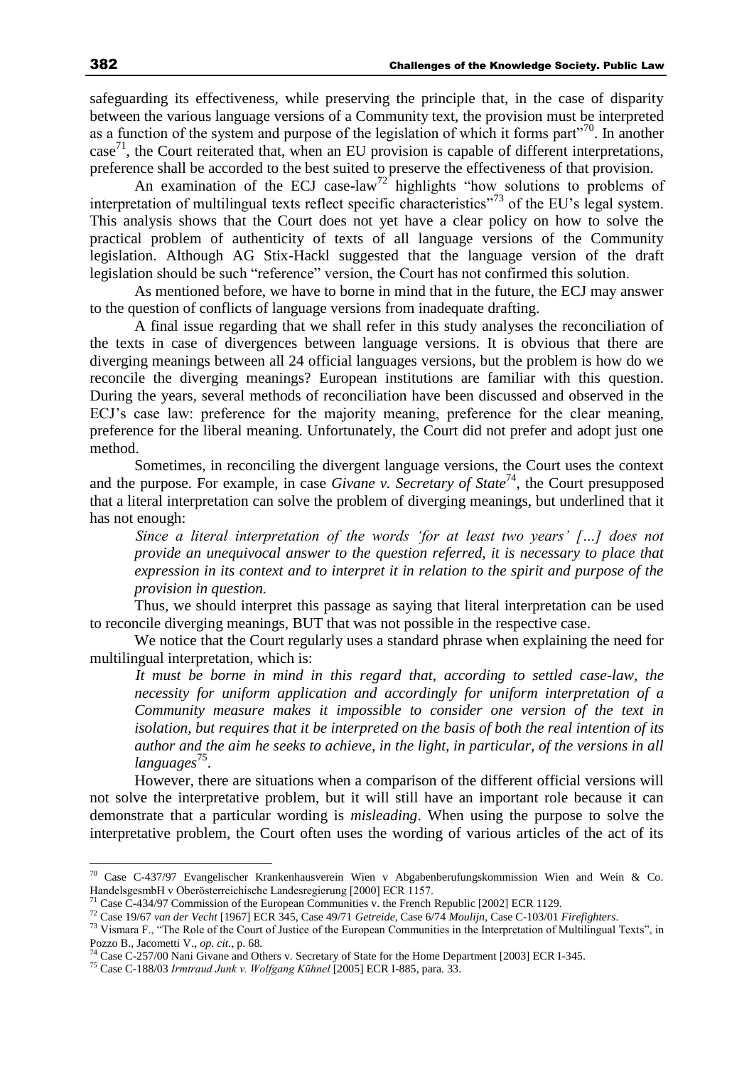safeguarding its effectiveness, while preserving the principle that, in the case of disparity between the various language versions of a Community text, the provision must be interpreted as a function of the system and purpose of the legislation of which it forms part"[70]. In another case[71], the Court reiterated that, when an EU provision is capable of different interpretations, preference shall be accorded to the best suited to preserve the effectiveness of that provision.

An examination of the ECJ case-law[72] highlights "how solutions to problems of interpretation of multilingual texts reflect specific characteristics"[73] of the EU's legal system. This analysis shows that the Court does not yet have a clear policy on how to solve the practical problem of authenticity of texts of all language versions of the Community legislation. Although AG Stix-Hackl suggested that the language version of the draft legislation should be such "reference" version, the Court has not confirmed this solution.

As mentioned before, we have to borne in mind that in the future, the ECJ may answer to the question of conflicts of language versions from inadequate drafting.

A final issue regarding that we shall refer in this study analyses the reconciliation of the texts in case of divergences between language versions. It is obvious that there are diverging meanings between all 24 official languages versions, but the problem is how do we reconcile the diverging meanings? European institutions are familiar with this question. During the years, several methods of reconciliation have been discussed and observed in the ECJ's case law: preference for the majority meaning, preference for the clear meaning, preference for the liberal meaning. Unfortunately, the Court did not prefer and adopt just one method.

Sometimes, in reconciling the divergent language versions, the Court uses the context and the purpose. For example, in case *Givane v. Secretary of State*[74], the Court presupposed that a literal interpretation can solve the problem of diverging meanings, but underlined that it has not enough:

> *Since a literal interpretation of the words 'for at least two years' […] does not provide an unequivocal answer to the question referred, it is necessary to place that expression in its context and to interpret it in relation to the spirit and purpose of the provision in question.*

Thus, we should interpret this passage as saying that literal interpretation can be used to reconcile diverging meanings, BUT that was not possible in the respective case.

We notice that the Court regularly uses a standard phrase when explaining the need for multilingual interpretation, which is:

> *It must be borne in mind in this regard that, according to settled case-law, the necessity for uniform application and accordingly for uniform interpretation of a Community measure makes it impossible to consider one version of the text in isolation, but requires that it be interpreted on the basis of both the real intention of its author and the aim he seeks to achieve, in the light, in particular, of the versions in all languages*[75].

However, there are situations when a comparison of the different official versions will not solve the interpretative problem, but it will still have an important role because it can demonstrate that a particular wording is *misleading*. When using the purpose to solve the interpretative problem, the Court often uses the wording of various articles of the act of its

---

[70] Case C-437/97 Evangelischer Krankenhausverein Wien v Abgabenberufungskommission Wien and Wein & Co. HandelsgesmbH v Oberösterreichische Landesregierung [2000] ECR 1157.

[71] Case C-434/97 Commission of the European Communities v. the French Republic [2002] ECR 1129.

[72] Case 19/67 *van der Vecht* [1967] ECR 345, Case 49/71 *Getreide*, Case 6/74 *Moulijn*, Case C-103/01 *Firefighters*.

[73] Vismara F., "The Role of the Court of Justice of the European Communities in the Interpretation of Multilingual Texts", in Pozzo B., Jacometti V., *op. cit.*, p. 68.

[74] Case C-257/00 Nani Givane and Others v. Secretary of State for the Home Department [2003] ECR I-345.

[75] Case C-188/03 *Irmtraud Junk v. Wolfgang Kühnel* [2005] ECR I-885, para. 33.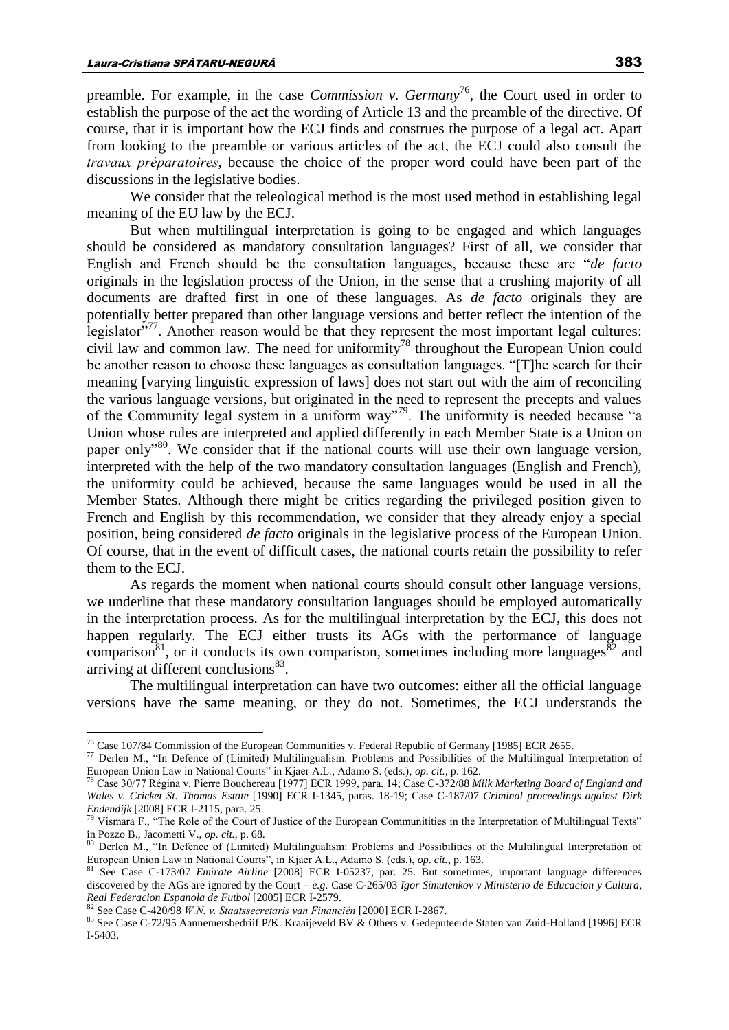preamble. For example, in the case *Commission v. Germany*[76], the Court used in order to establish the purpose of the act the wording of Article 13 and the preamble of the directive. Of course, that it is important how the ECJ finds and construes the purpose of a legal act. Apart from looking to the preamble or various articles of the act, the ECJ could also consult the *travaux préparatoires*, because the choice of the proper word could have been part of the discussions in the legislative bodies.

We consider that the teleological method is the most used method in establishing legal meaning of the EU law by the ECJ.

But when multilingual interpretation is going to be engaged and which languages should be considered as mandatory consultation languages? First of all, we consider that English and French should be the consultation languages, because these are "*de facto* originals in the legislation process of the Union, in the sense that a crushing majority of all documents are drafted first in one of these languages. As *de facto* originals they are potentially better prepared than other language versions and better reflect the intention of the legislator"[77]. Another reason would be that they represent the most important legal cultures: civil law and common law. The need for uniformity[78] throughout the European Union could be another reason to choose these languages as consultation languages. "[T]he search for their meaning [varying linguistic expression of laws] does not start out with the aim of reconciling the various language versions, but originated in the need to represent the precepts and values of the Community legal system in a uniform way"[79]. The uniformity is needed because "a Union whose rules are interpreted and applied differently in each Member State is a Union on paper only"[80]. We consider that if the national courts will use their own language version, interpreted with the help of the two mandatory consultation languages (English and French), the uniformity could be achieved, because the same languages would be used in all the Member States. Although there might be critics regarding the privileged position given to French and English by this recommendation, we consider that they already enjoy a special position, being considered *de facto* originals in the legislative process of the European Union. Of course, that in the event of difficult cases, the national courts retain the possibility to refer them to the ECJ.

As regards the moment when national courts should consult other language versions, we underline that these mandatory consultation languages should be employed automatically in the interpretation process. As for the multilingual interpretation by the ECJ, this does not happen regularly. The ECJ either trusts its AGs with the performance of language comparison[81], or it conducts its own comparison, sometimes including more languages[82] and arriving at different conclusions[83].

The multilingual interpretation can have two outcomes: either all the official language versions have the same meaning, or they do not. Sometimes, the ECJ understands the

---

[76] Case 107/84 Commission of the European Communities v. Federal Republic of Germany [1985] ECR 2655.

[77] Derlen M., "In Defence of (Limited) Multilingualism: Problems and Possibilities of the Multilingual Interpretation of European Union Law in National Courts" in Kjaer A.L., Adamo S. (eds.), *op. cit.*, p. 162.

[78] Case 30/77 Régina v. Pierre Bouchereau [1977] ECR 1999, para. 14; Case C-372/88 *Milk Marketing Board of England and Wales v. Cricket St. Thomas Estate* [1990] ECR I-1345, paras. 18-19; Case C-187/07 *Criminal proceedings against Dirk Endendijk* [2008] ECR I-2115, para. 25.

[79] Vismara F., "The Role of the Court of Justice of the European Communitities in the Interpretation of Multilingual Texts" in Pozzo B., Jacometti V., *op. cit.*, p. 68.

[80] Derlen M., "In Defence of (Limited) Multilingualism: Problems and Possibilities of the Multilingual Interpretation of European Union Law in National Courts", in Kjaer A.L., Adamo S. (eds.), *op. cit.*, p. 163.

[81] See Case C-173/07 *Emirate Airline* [2008] ECR I-05237, par. 25. But sometimes, important language differences discovered by the AGs are ignored by the Court – *e.g.* Case C-265/03 *Igor Simutenkov v Ministerio de Educacion y Cultura, Real Federacion Espanola de Futbol* [2005] ECR I-2579.

[82] See Case C-420/98 *W.N. v. Staatssecretaris van Financiën* [2000] ECR I-2867.

[83] See Case C-72/95 Aannemersbedriif P/K. Kraaijeveld BV & Others v. Gedeputeerde Staten van Zuid-Holland [1996] ECR I-5403.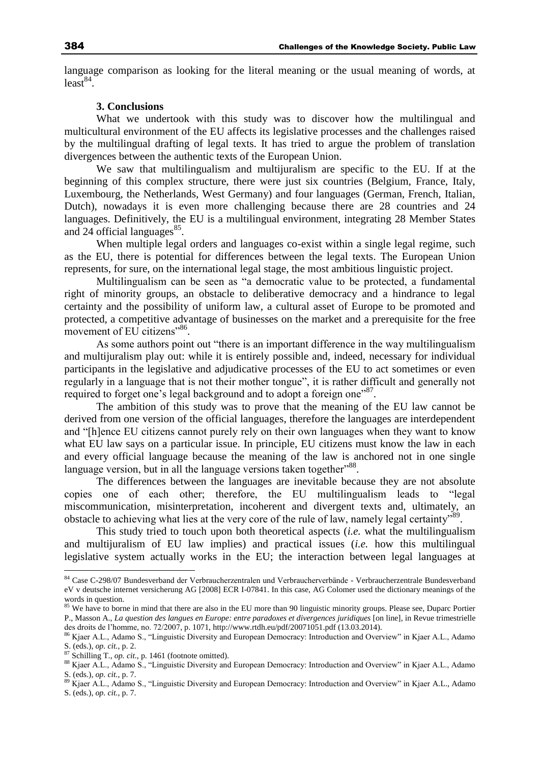language comparison as looking for the literal meaning or the usual meaning of words, at least[84].

### 3. Conclusions

What we undertook with this study was to discover how the multilingual and multicultural environment of the EU affects its legislative processes and the challenges raised by the multilingual drafting of legal texts. It has tried to argue the problem of translation divergences between the authentic texts of the European Union.

We saw that multilingualism and multijuralism are specific to the EU. If at the beginning of this complex structure, there were just six countries (Belgium, France, Italy, Luxembourg, the Netherlands, West Germany) and four languages (German, French, Italian, Dutch), nowadays it is even more challenging because there are 28 countries and 24 languages. Definitively, the EU is a multilingual environment, integrating 28 Member States and 24 official languages[85].

When multiple legal orders and languages co-exist within a single legal regime, such as the EU, there is potential for differences between the legal texts. The European Union represents, for sure, on the international legal stage, the most ambitious linguistic project.

Multilingualism can be seen as "a democratic value to be protected, a fundamental right of minority groups, an obstacle to deliberative democracy and a hindrance to legal certainty and the possibility of uniform law, a cultural asset of Europe to be promoted and protected, a competitive advantage of businesses on the market and a prerequisite for the free movement of EU citizens"[86].

As some authors point out "there is an important difference in the way multilingualism and multijuralism play out: while it is entirely possible and, indeed, necessary for individual participants in the legislative and adjudicative processes of the EU to act sometimes or even regularly in a language that is not their mother tongue", it is rather difficult and generally not required to forget one's legal background and to adopt a foreign one"[87].

The ambition of this study was to prove that the meaning of the EU law cannot be derived from one version of the official languages, therefore the languages are interdependent and "[h]ence EU citizens cannot purely rely on their own languages when they want to know what EU law says on a particular issue. In principle, EU citizens must know the law in each and every official language because the meaning of the law is anchored not in one single language version, but in all the language versions taken together"[88].

The differences between the languages are inevitable because they are not absolute copies one of each other; therefore, the EU multilingualism leads to "legal miscommunication, misinterpretation, incoherent and divergent texts and, ultimately, an obstacle to achieving what lies at the very core of the rule of law, namely legal certainty"[89].

This study tried to touch upon both theoretical aspects (*i.e.* what the multilingualism and multijuralism of EU law implies) and practical issues (*i.e.* how this multilingual legislative system actually works in the EU; the interaction between legal languages at

---

[84] Case C-298/07 Bundesverband der Verbraucherzentralen und Verbraucherverbände - Verbraucherzentrale Bundesverband eV v deutsche internet versicherung AG [2008] ECR I-07841. In this case, AG Colomer used the dictionary meanings of the words in question.

[85] We have to borne in mind that there are also in the EU more than 90 linguistic minority groups. Please see, Duparc Portier P., Masson A., *La question des langues en Europe: entre paradoxes et divergences juridiques* [on line], in Revue trimestrielle des droits de l'homme, no. 72/2007, p. 1071, http://www.rtdh.eu/pdf/20071051.pdf (13.03.2014).

[86] Kjaer A.L., Adamo S., "Linguistic Diversity and European Democracy: Introduction and Overview" in Kjaer A.L., Adamo S. (eds.), *op. cit.*, p. 2.

[87] Schilling T., *op. cit.*, p. 1461 (footnote omitted).

[88] Kjaer A.L., Adamo S., "Linguistic Diversity and European Democracy: Introduction and Overview" in Kjaer A.L., Adamo S. (eds.), *op. cit.*, p. 7.

[89] Kjaer A.L., Adamo S., "Linguistic Diversity and European Democracy: Introduction and Overview" in Kjaer A.L., Adamo S. (eds.), *op. cit.*, p. 7.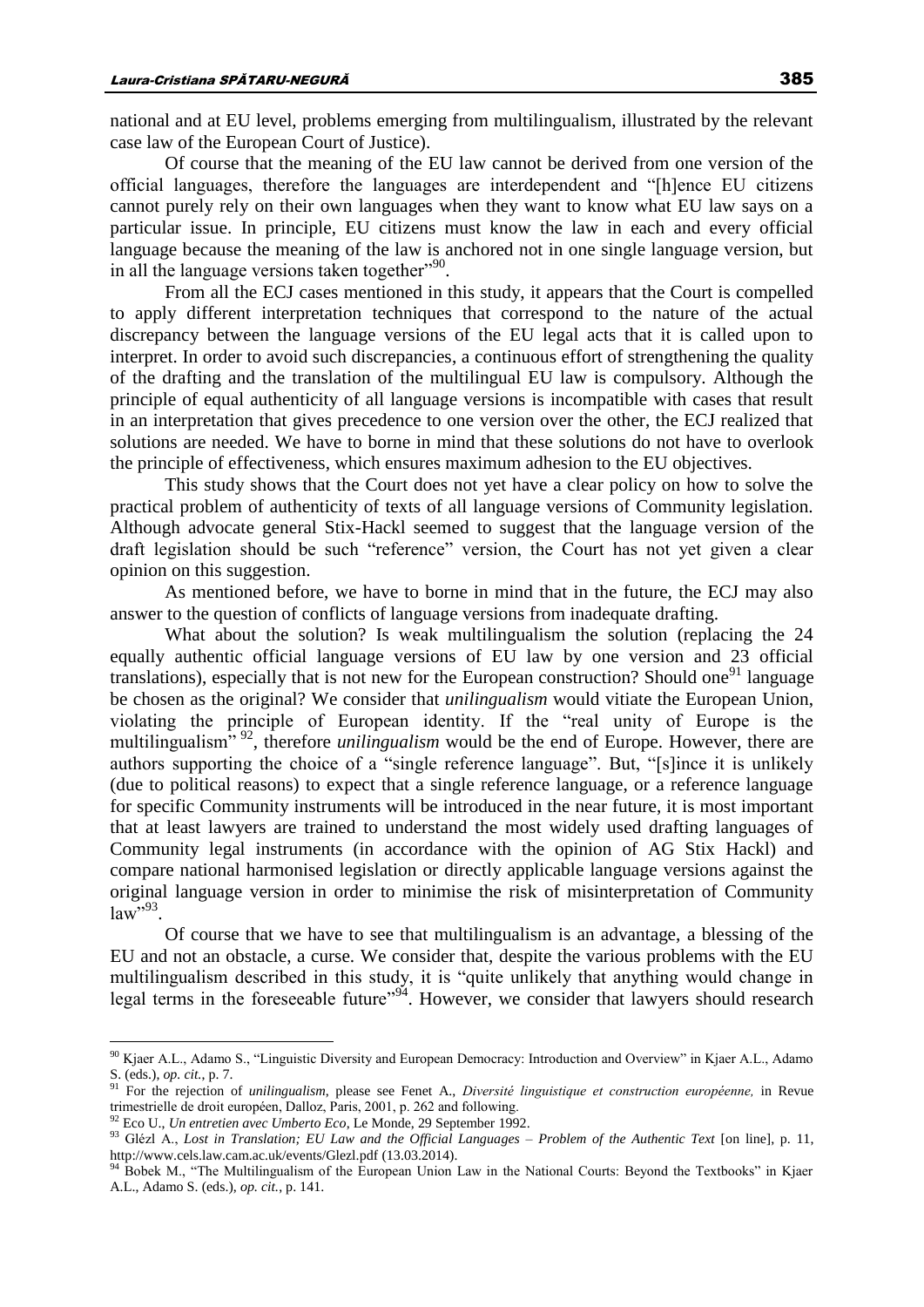national and at EU level, problems emerging from multilingualism, illustrated by the relevant case law of the European Court of Justice).

Of course that the meaning of the EU law cannot be derived from one version of the official languages, therefore the languages are interdependent and "[h]ence EU citizens cannot purely rely on their own languages when they want to know what EU law says on a particular issue. In principle, EU citizens must know the law in each and every official language because the meaning of the law is anchored not in one single language version, but in all the language versions taken together"[90].

From all the ECJ cases mentioned in this study, it appears that the Court is compelled to apply different interpretation techniques that correspond to the nature of the actual discrepancy between the language versions of the EU legal acts that it is called upon to interpret. In order to avoid such discrepancies, a continuous effort of strengthening the quality of the drafting and the translation of the multilingual EU law is compulsory. Although the principle of equal authenticity of all language versions is incompatible with cases that result in an interpretation that gives precedence to one version over the other, the ECJ realized that solutions are needed. We have to borne in mind that these solutions do not have to overlook the principle of effectiveness, which ensures maximum adhesion to the EU objectives.

This study shows that the Court does not yet have a clear policy on how to solve the practical problem of authenticity of texts of all language versions of Community legislation. Although advocate general Stix-Hackl seemed to suggest that the language version of the draft legislation should be such "reference" version, the Court has not yet given a clear opinion on this suggestion.

As mentioned before, we have to borne in mind that in the future, the ECJ may also answer to the question of conflicts of language versions from inadequate drafting.

What about the solution? Is weak multilingualism the solution (replacing the 24 equally authentic official language versions of EU law by one version and 23 official translations), especially that is not new for the European construction? Should one[91] language be chosen as the original? We consider that *unilingualism* would vitiate the European Union, violating the principle of European identity. If the "real unity of Europe is the multilingualism"[92], therefore *unilingualism* would be the end of Europe. However, there are authors supporting the choice of a "single reference language". But, "[s]ince it is unlikely (due to political reasons) to expect that a single reference language, or a reference language for specific Community instruments will be introduced in the near future, it is most important that at least lawyers are trained to understand the most widely used drafting languages of Community legal instruments (in accordance with the opinion of AG Stix Hackl) and compare national harmonised legislation or directly applicable language versions against the original language version in order to minimise the risk of misinterpretation of Community law"[93].

Of course that we have to see that multilingualism is an advantage, a blessing of the EU and not an obstacle, a curse. We consider that, despite the various problems with the EU multilingualism described in this study, it is "quite unlikely that anything would change in legal terms in the foreseeable future"[94]. However, we consider that lawyers should research

---

[90] Kjaer A.L., Adamo S., "Linguistic Diversity and European Democracy: Introduction and Overview" in Kjaer A.L., Adamo S. (eds.), *op. cit.*, p. 7.

[91] For the rejection of *unilingualism*, please see Fenet A., *Diversité linguistique et construction européenne,* in Revue trimestrielle de droit européen, Dalloz, Paris, 2001, p. 262 and following.

[92] Eco U., *Un entretien avec Umberto Eco*, Le Monde, 29 September 1992.

[93] Glézl A., *Lost in Translation; EU Law and the Official Languages – Problem of the Authentic Text* [on line], p. 11, http://www.cels.law.cam.ac.uk/events/Glezl.pdf (13.03.2014).

[94] Bobek M., "The Multilingualism of the European Union Law in the National Courts: Beyond the Textbooks" in Kjaer A.L., Adamo S. (eds.), *op. cit.*, p. 141.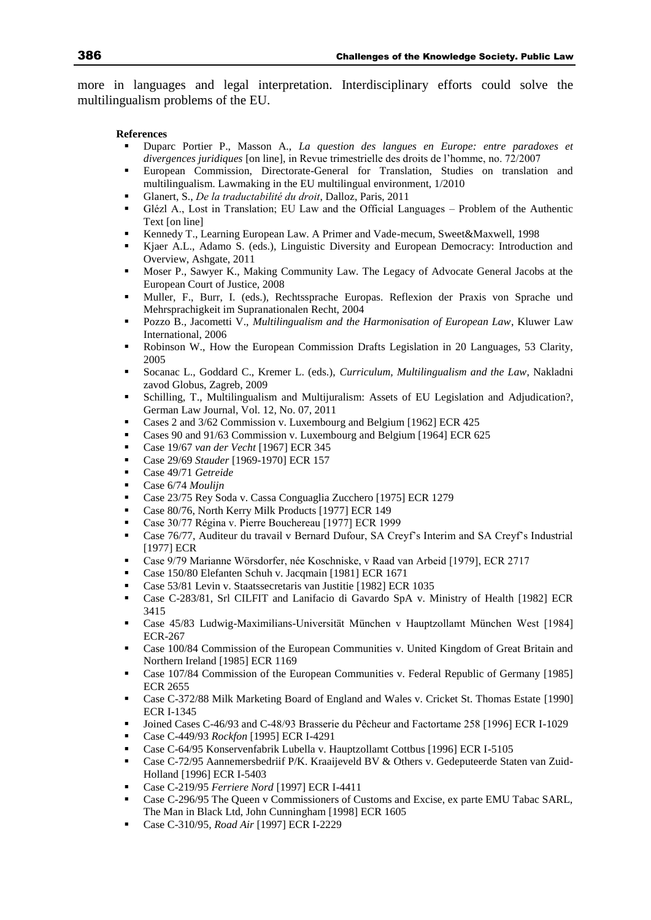more in languages and legal interpretation. Interdisciplinary efforts could solve the multilingualism problems of the EU.

**References**

- Duparc Portier P., Masson A., *La question des langues en Europe: entre paradoxes et divergences juridiques* [on line], in Revue trimestrielle des droits de l'homme, no. 72/2007
- European Commission, Directorate-General for Translation, Studies on translation and multilingualism. Lawmaking in the EU multilingual environment, 1/2010
- Glanert, S., *De la traductabilité du droit*, Dalloz, Paris, 2011
- Glézl A., Lost in Translation; EU Law and the Official Languages – Problem of the Authentic Text [on line]
- Kennedy T., Learning European Law. A Primer and Vade-mecum, Sweet&Maxwell, 1998
- Kjaer A.L., Adamo S. (eds.), Linguistic Diversity and European Democracy: Introduction and Overview, Ashgate, 2011
- Moser P., Sawyer K., Making Community Law. The Legacy of Advocate General Jacobs at the European Court of Justice, 2008
- Muller, F., Burr, I. (eds.), Rechtssprache Europas. Reflexion der Praxis von Sprache und Mehrsprachigkeit im Supranationalen Recht, 2004
- Pozzo B., Jacometti V., *Multilingualism and the Harmonisation of European Law*, Kluwer Law International, 2006
- Robinson W., How the European Commission Drafts Legislation in 20 Languages, 53 Clarity, 2005
- Socanac L., Goddard C., Kremer L. (eds.), *Curriculum, Multilingualism and the Law*, Nakladni zavod Globus, Zagreb, 2009
- Schilling, T., Multilingualism and Multijuralism: Assets of EU Legislation and Adjudication?, German Law Journal, Vol. 12, No. 07, 2011
- Cases 2 and 3/62 Commission v. Luxembourg and Belgium [1962] ECR 425
- Cases 90 and 91/63 Commission v. Luxembourg and Belgium [1964] ECR 625
- Case 19/67 *van der Vecht* [1967] ECR 345
- Case 29/69 *Stauder* [1969-1970] ECR 157
- Case 49/71 *Getreide*
- Case 6/74 *Moulijn*
- Case 23/75 Rey Soda v. Cassa Conguaglia Zucchero [1975] ECR 1279
- Case 80/76, North Kerry Milk Products [1977] ECR 149
- Case 30/77 Régina v. Pierre Bouchereau [1977] ECR 1999
- Case 76/77, Auditeur du travail v Bernard Dufour, SA Creyf's Interim and SA Creyf's Industrial [1977] ECR
- Case 9/79 Marianne Wörsdorfer, née Koschniske, v Raad van Arbeid [1979], ECR 2717
- Case 150/80 Elefanten Schuh v. Jacqmain [1981] ECR 1671
- Case 53/81 Levin v. Staatssecretaris van Justitie [1982] ECR 1035
- Case C-283/81, Srl CILFIT and Lanifacio di Gavardo SpA v. Ministry of Health [1982] ECR 3415
- Case 45/83 Ludwig-Maximilians-Universität München v Hauptzollamt München West [1984] ECR-267
- Case 100/84 Commission of the European Communities v. United Kingdom of Great Britain and Northern Ireland [1985] ECR 1169
- Case 107/84 Commission of the European Communities v. Federal Republic of Germany [1985] ECR 2655
- Case C-372/88 Milk Marketing Board of England and Wales v. Cricket St. Thomas Estate [1990] ECR I-1345
- Joined Cases C-46/93 and C-48/93 Brasserie du Pêcheur and Factortame 258 [1996] ECR I-1029
- Case C-449/93 *Rockfon* [1995] ECR I-4291
- Case C-64/95 Konservenfabrik Lubella v. Hauptzollamt Cottbus [1996] ECR I-5105
- Case C-72/95 Aannemersbedriif P/K. Kraaijeveld BV & Others v. Gedeputeerde Staten van Zuid-Holland [1996] ECR I-5403
- Case C-219/95 *Ferriere Nord* [1997] ECR I-4411
- Case C-296/95 The Queen v Commissioners of Customs and Excise, ex parte EMU Tabac SARL, The Man in Black Ltd, John Cunningham [1998] ECR 1605
- Case C-310/95, *Road Air* [1997] ECR I-2229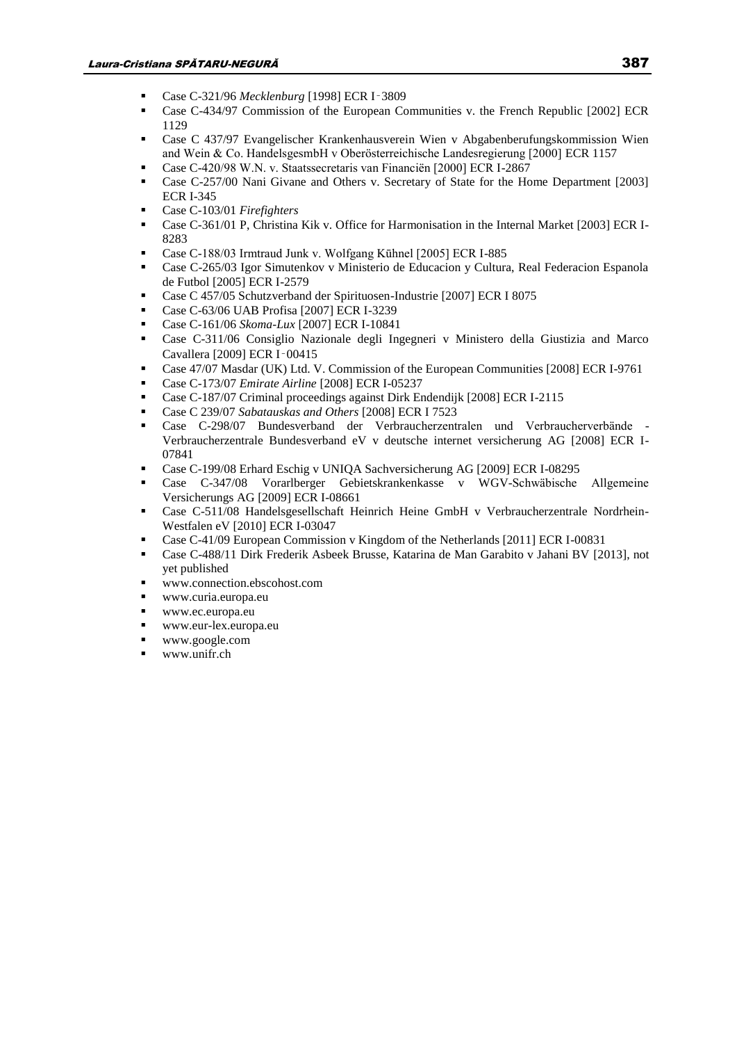- Case C-321/96 *Mecklenburg* [1998] ECR I‑3809
- Case C-434/97 Commission of the European Communities v. the French Republic [2002] ECR 1129
- Case C 437/97 Evangelischer Krankenhausverein Wien v Abgabenberufungskommission Wien and Wein & Co. HandelsgesmbH v Oberösterreichische Landesregierung [2000] ECR 1157
- Case C-420/98 W.N. v. Staatssecretaris van Financiën [2000] ECR I-2867
- Case C-257/00 Nani Givane and Others v. Secretary of State for the Home Department [2003] ECR I-345
- Case C-103/01 *Firefighters*
- Case C-361/01 P, Christina Kik v. Office for Harmonisation in the Internal Market [2003] ECR I-8283
- Case C-188/03 Irmtraud Junk v. Wolfgang Kühnel [2005] ECR I-885
- Case C-265/03 Igor Simutenkov v Ministerio de Educacion y Cultura, Real Federacion Espanola de Futbol [2005] ECR I-2579
- Case C 457/05 Schutzverband der Spirituosen-Industrie [2007] ECR I 8075
- Case C-63/06 UAB Profisa [2007] ECR I-3239
- Case C-161/06 *Skoma-Lux* [2007] ECR I-10841
- Case C-311/06 Consiglio Nazionale degli Ingegneri v Ministero della Giustizia and Marco Cavallera [2009] ECR I‑00415
- Case 47/07 Masdar (UK) Ltd. V. Commission of the European Communities [2008] ECR I-9761
- Case C-173/07 *Emirate Airline* [2008] ECR I-05237
- Case C-187/07 Criminal proceedings against Dirk Endendijk [2008] ECR I-2115
- Case C 239/07 *Sabatauskas and Others* [2008] ECR I 7523
- Case C-298/07 Bundesverband der Verbraucherzentralen und Verbraucherverbände - Verbraucherzentrale Bundesverband eV v deutsche internet versicherung AG [2008] ECR I-07841
- Case C-199/08 Erhard Eschig v UNIQA Sachversicherung AG [2009] ECR I-08295
- Case C-347/08 Vorarlberger Gebietskrankenkasse v WGV-Schwäbische Allgemeine Versicherungs AG [2009] ECR I-08661
- Case C-511/08 Handelsgesellschaft Heinrich Heine GmbH v Verbraucherzentrale Nordrhein-Westfalen eV [2010] ECR I-03047
- Case C-41/09 European Commission v Kingdom of the Netherlands [2011] ECR I-00831
- Case C-488/11 Dirk Frederik Asbeek Brusse, Katarina de Man Garabito v Jahani BV [2013], not yet published
- www.connection.ebscohost.com
- www.curia.europa.eu
- www.ec.europa.eu
- www.eur-lex.europa.eu
- www.google.com
- www.unifr.ch